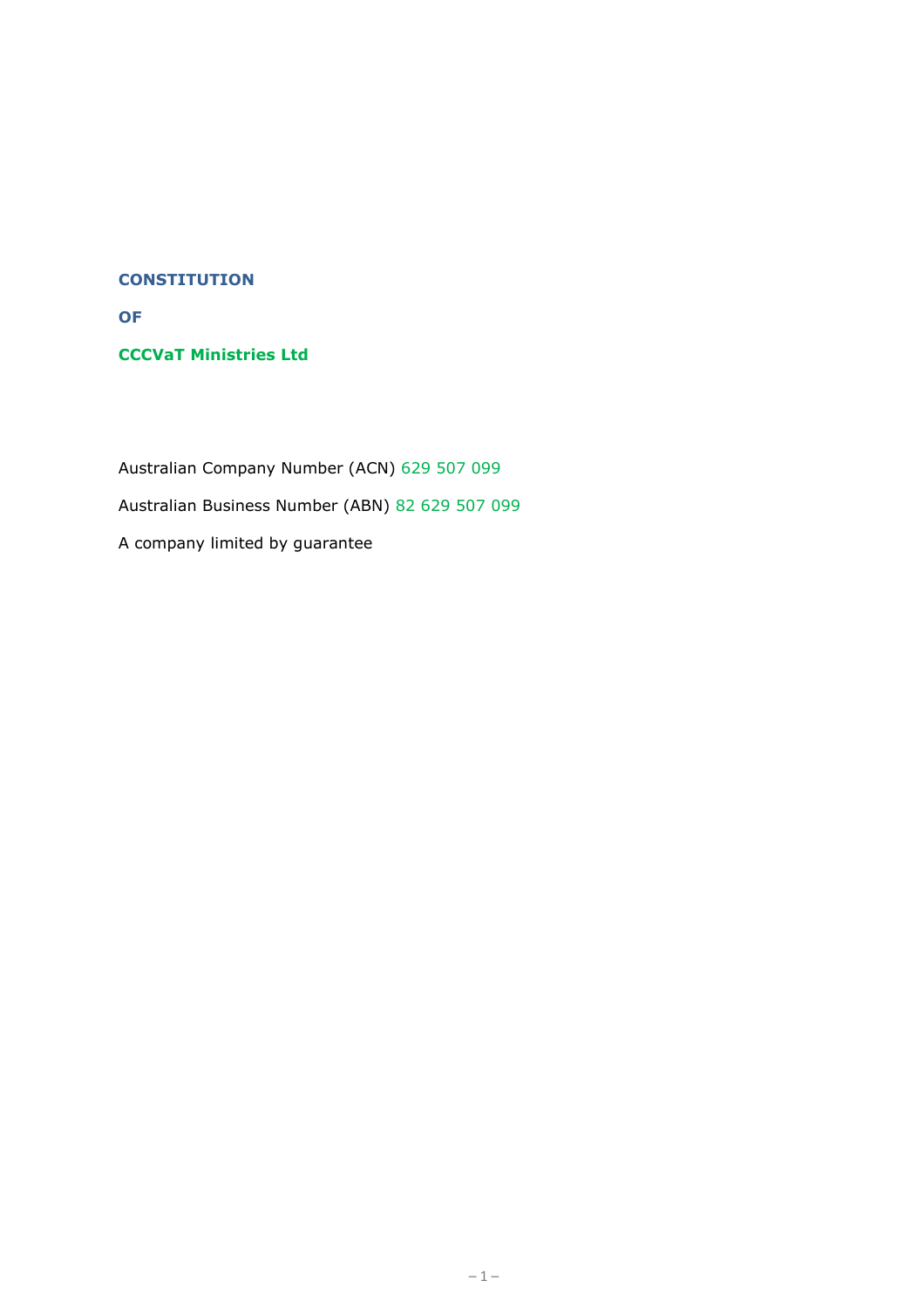# CONSTITUTION

# OF

# CCCVaT Ministries Ltd

Australian Company Number (ACN) 629 507 099

Australian Business Number (ABN) 82 629 507 099

A company limited by guarantee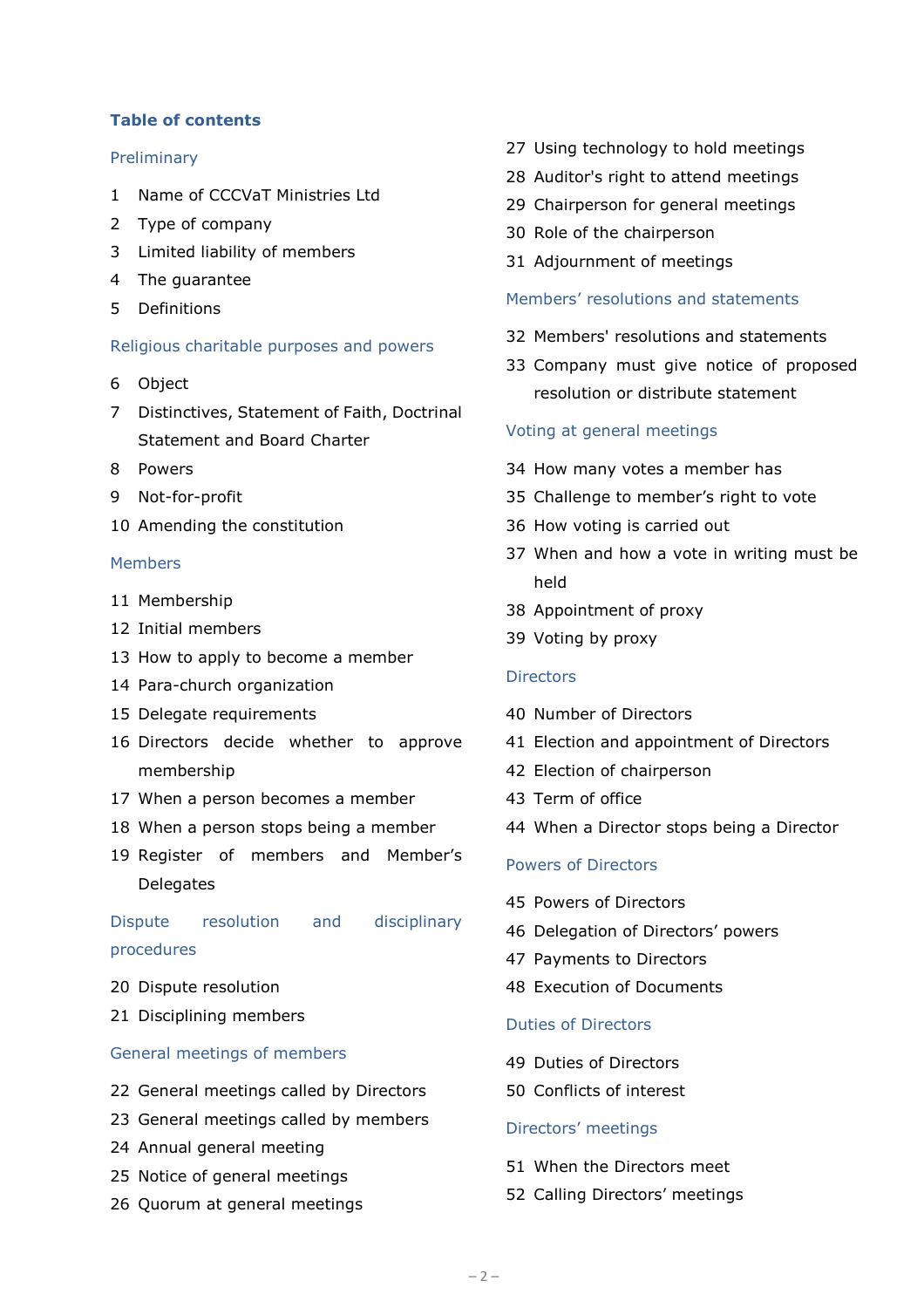## Table of contents

### Preliminary

1 Name of CCCVaT Ministries Ltd
2 Type of company
3 Limited liability of members
4 The guarantee
5 Definitions

### Religious charitable purposes and powers

6 Object
7 Distinctives, Statement of Faith, Doctrinal Statement and Board Charter
8 Powers
9 Not-for-profit
10 Amending the constitution

### Members

11 Membership
12 Initial members
13 How to apply to become a member
14 Para-church organization
15 Delegate requirements
16 Directors decide whether to approve membership
17 When a person becomes a member
18 When a person stops being a member
19 Register of members and Member's Delegates

### Dispute resolution and disciplinary procedures

20 Dispute resolution
21 Disciplining members

### General meetings of members

22 General meetings called by Directors
23 General meetings called by members
24 Annual general meeting
25 Notice of general meetings
26 Quorum at general meetings
27 Using technology to hold meetings
28 Auditor's right to attend meetings
29 Chairperson for general meetings
30 Role of the chairperson
31 Adjournment of meetings

### Members' resolutions and statements

32 Members' resolutions and statements
33 Company must give notice of proposed resolution or distribute statement

### Voting at general meetings

34 How many votes a member has
35 Challenge to member's right to vote
36 How voting is carried out
37 When and how a vote in writing must be held
38 Appointment of proxy
39 Voting by proxy

### Directors

40 Number of Directors
41 Election and appointment of Directors
42 Election of chairperson
43 Term of office
44 When a Director stops being a Director

### Powers of Directors

45 Powers of Directors
46 Delegation of Directors' powers
47 Payments to Directors
48 Execution of Documents

### Duties of Directors

49 Duties of Directors
50 Conflicts of interest

### Directors' meetings

51 When the Directors meet
52 Calling Directors' meetings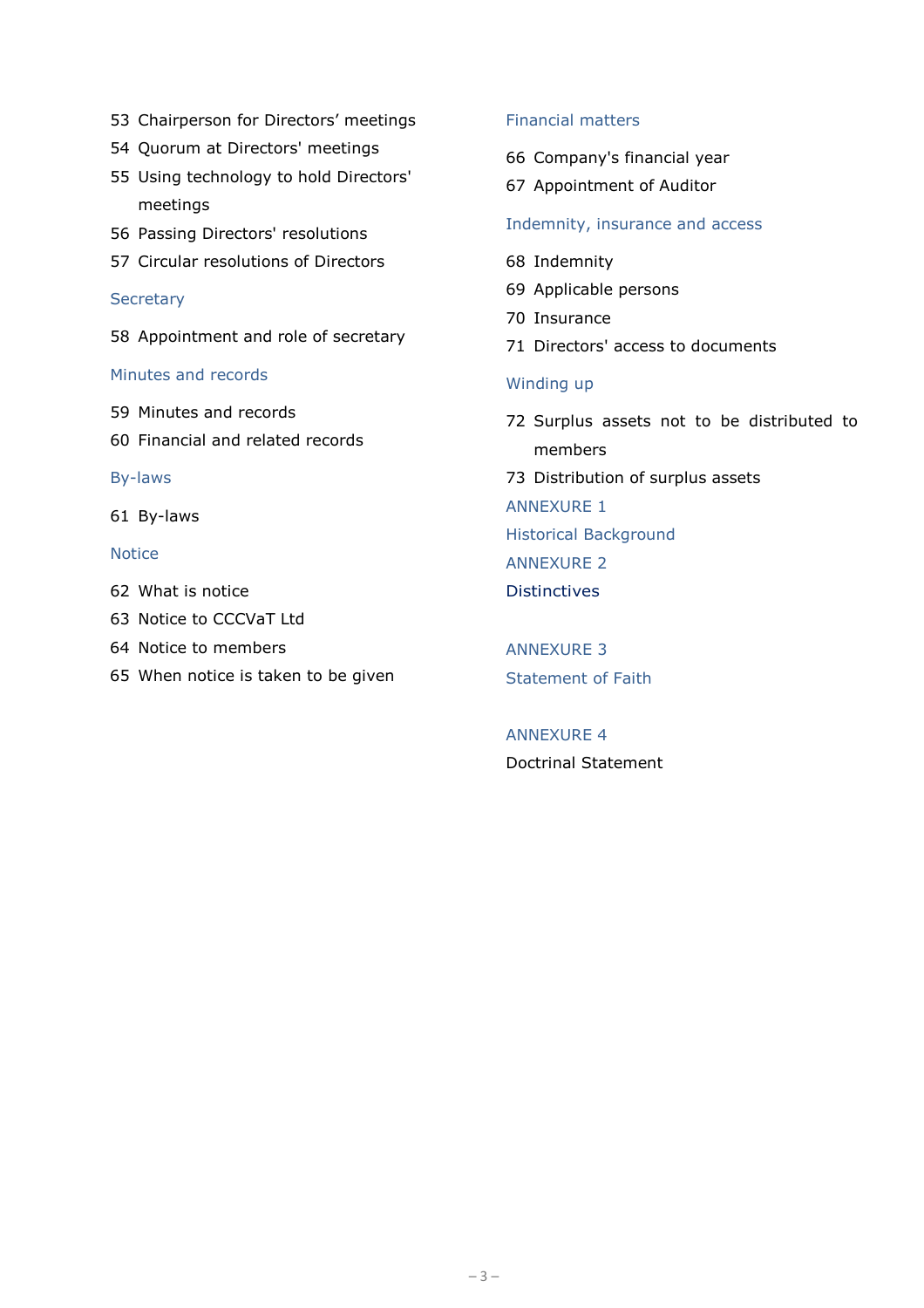53 Chairperson for Directors' meetings
54 Quorum at Directors' meetings
55 Using technology to hold Directors' meetings
56 Passing Directors' resolutions
57 Circular resolutions of Directors

### Secretary

58 Appointment and role of secretary

### Minutes and records

59 Minutes and records
60 Financial and related records

### By-laws

61 By-laws

### Notice

62 What is notice
63 Notice to CCCVaT Ltd
64 Notice to members
65 When notice is taken to be given

### Financial matters

66 Company's financial year
67 Appointment of Auditor

### Indemnity, insurance and access

68 Indemnity
69 Applicable persons
70 Insurance
71 Directors' access to documents

### Winding up

72 Surplus assets not to be distributed to members
73 Distribution of surplus assets

### ANNEXURE 1
### Historical Background

### ANNEXURE 2
### Distinctives

### ANNEXURE 3
### Statement of Faith

### ANNEXURE 4
### Doctrinal Statement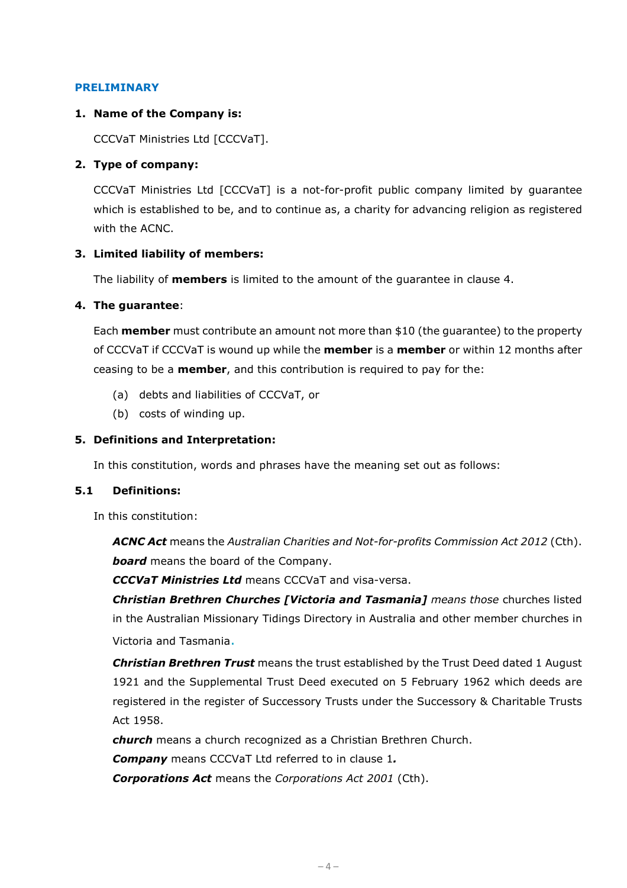## PRELIMINARY

**1. Name of the Company is:**

CCCVaT Ministries Ltd [CCCVaT].

**2. Type of company:**

CCCVaT Ministries Ltd [CCCVaT] is a not-for-profit public company limited by guarantee which is established to be, and to continue as, a charity for advancing religion as registered with the ACNC.

**3. Limited liability of members:**

The liability of **members** is limited to the amount of the guarantee in clause 4.

**4. The guarantee**:

Each **member** must contribute an amount not more than $10 (the guarantee) to the property of CCCVaT if CCCVaT is wound up while the **member** is a **member** or within 12 months after ceasing to be a **member**, and this contribution is required to pay for the:

(a) debts and liabilities of CCCVaT, or
(b) costs of winding up.

**5. Definitions and Interpretation:**

In this constitution, words and phrases have the meaning set out as follows:

**5.1 Definitions:**

In this constitution:

***ACNC Act*** means the *Australian Charities and Not-for-profits Commission Act 2012* (Cth).

***board*** means the board of the Company.

***CCCVaT Ministries Ltd*** means CCCVaT and visa-versa.

***Christian Brethren Churches [Victoria and Tasmania]*** *means those* churches listed in the Australian Missionary Tidings Directory in Australia and other member churches in Victoria and Tasmania.

***Christian Brethren Trust*** means the trust established by the Trust Deed dated 1 August 1921 and the Supplemental Trust Deed executed on 5 February 1962 which deeds are registered in the register of Successory Trusts under the Successory & Charitable Trusts Act 1958.

***church*** means a church recognized as a Christian Brethren Church.

***Company*** means CCCVaT Ltd referred to in clause 1***.***

***Corporations Act*** means the *Corporations Act 2001* (Cth).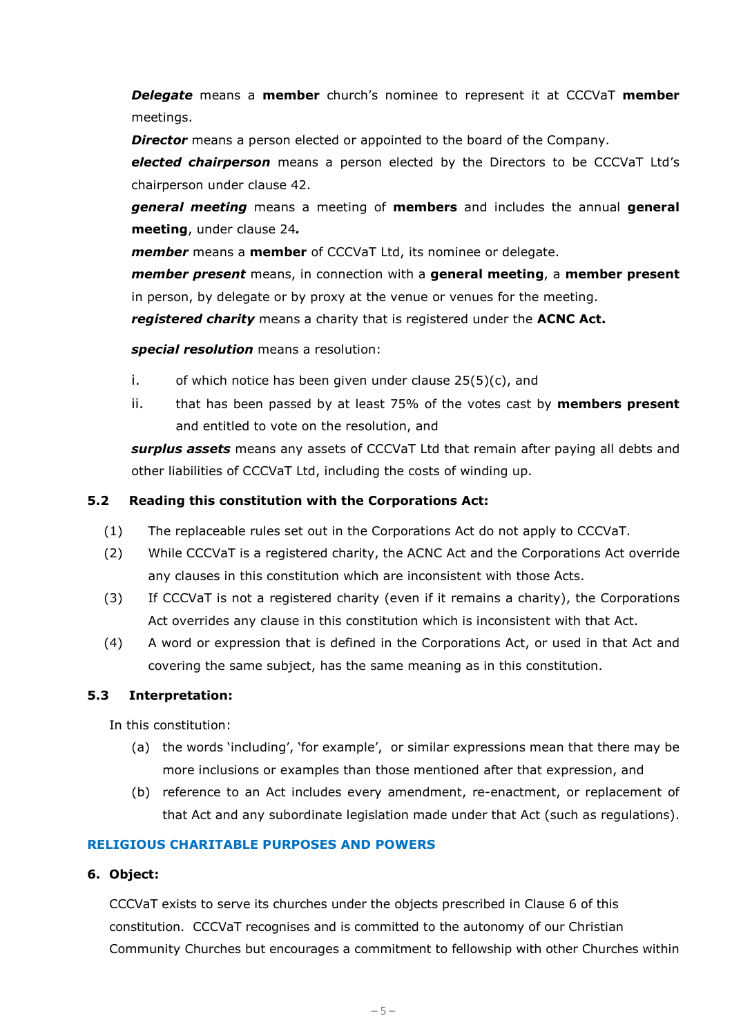***Delegate*** means a **member** church's nominee to represent it at CCCVaT **member** meetings.

***Director*** means a person elected or appointed to the board of the Company.

***elected chairperson*** means a person elected by the Directors to be CCCVaT Ltd's chairperson under clause 42.

***general meeting*** means a meeting of **members** and includes the annual **general meeting**, under clause 24***.***

***member*** means a **member** of CCCVaT Ltd, its nominee or delegate.

***member present*** means, in connection with a **general meeting**, a **member present** in person, by delegate or by proxy at the venue or venues for the meeting.

***registered charity*** means a charity that is registered under the **ACNC Act.**

***special resolution*** means a resolution:

i. of which notice has been given under clause 25(5)(c), and

ii. that has been passed by at least 75% of the votes cast by **members present** and entitled to vote on the resolution, and

***surplus assets*** means any assets of CCCVaT Ltd that remain after paying all debts and other liabilities of CCCVaT Ltd, including the costs of winding up.

### 5.2 Reading this constitution with the Corporations Act:

(1) The replaceable rules set out in the Corporations Act do not apply to CCCVaT.

(2) While CCCVaT is a registered charity, the ACNC Act and the Corporations Act override any clauses in this constitution which are inconsistent with those Acts.

(3) If CCCVaT is not a registered charity (even if it remains a charity), the Corporations Act overrides any clause in this constitution which is inconsistent with that Act.

(4) A word or expression that is defined in the Corporations Act, or used in that Act and covering the same subject, has the same meaning as in this constitution.

### 5.3 Interpretation:

In this constitution:

(a) the words 'including', 'for example', or similar expressions mean that there may be more inclusions or examples than those mentioned after that expression, and

(b) reference to an Act includes every amendment, re-enactment, or replacement of that Act and any subordinate legislation made under that Act (such as regulations).

## RELIGIOUS CHARITABLE PURPOSES AND POWERS

### 6. Object:

CCCVaT exists to serve its churches under the objects prescribed in Clause 6 of this constitution. CCCVaT recognises and is committed to the autonomy of our Christian Community Churches but encourages a commitment to fellowship with other Churches within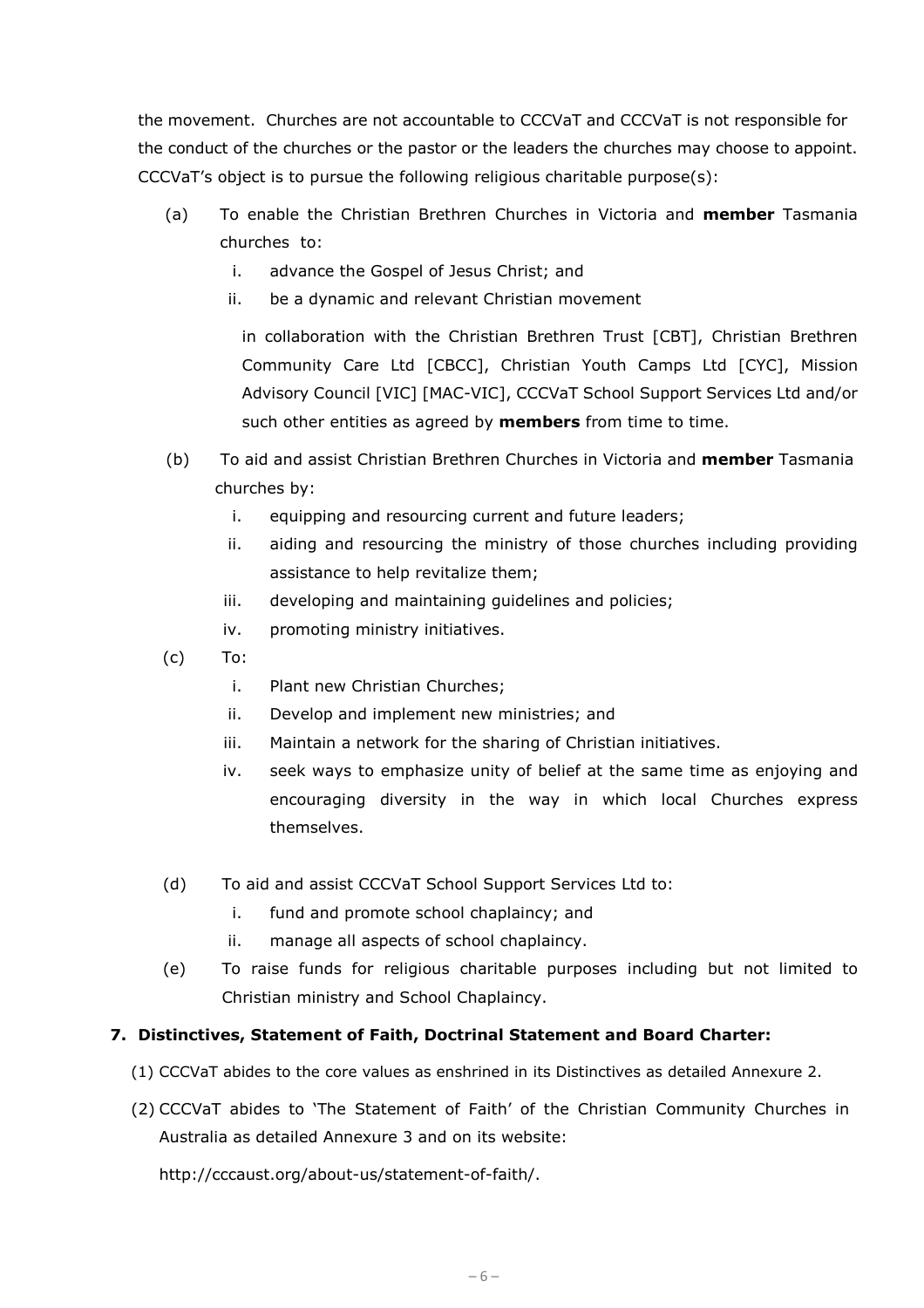the movement. Churches are not accountable to CCCVaT and CCCVaT is not responsible for the conduct of the churches or the pastor or the leaders the churches may choose to appoint. CCCVaT's object is to pursue the following religious charitable purpose(s):

(a) To enable the Christian Brethren Churches in Victoria and **member** Tasmania churches to:

   i. advance the Gospel of Jesus Christ; and
   ii. be a dynamic and relevant Christian movement

   in collaboration with the Christian Brethren Trust [CBT], Christian Brethren Community Care Ltd [CBCC], Christian Youth Camps Ltd [CYC], Mission Advisory Council [VIC] [MAC-VIC], CCCVaT School Support Services Ltd and/or such other entities as agreed by **members** from time to time.

(b) To aid and assist Christian Brethren Churches in Victoria and **member** Tasmania churches by:

   i. equipping and resourcing current and future leaders;
   ii. aiding and resourcing the ministry of those churches including providing assistance to help revitalize them;
   iii. developing and maintaining guidelines and policies;
   iv. promoting ministry initiatives.

(c) To:

   i. Plant new Christian Churches;
   ii. Develop and implement new ministries; and
   iii. Maintain a network for the sharing of Christian initiatives.
   iv. seek ways to emphasize unity of belief at the same time as enjoying and encouraging diversity in the way in which local Churches express themselves.

(d) To aid and assist CCCVaT School Support Services Ltd to:

   i. fund and promote school chaplaincy; and
   ii. manage all aspects of school chaplaincy.

(e) To raise funds for religious charitable purposes including but not limited to Christian ministry and School Chaplaincy.

**7. Distinctives, Statement of Faith, Doctrinal Statement and Board Charter:**

(1) CCCVaT abides to the core values as enshrined in its Distinctives as detailed Annexure 2.

(2) CCCVaT abides to 'The Statement of Faith' of the Christian Community Churches in Australia as detailed Annexure 3 and on its website:

http://cccaust.org/about-us/statement-of-faith/.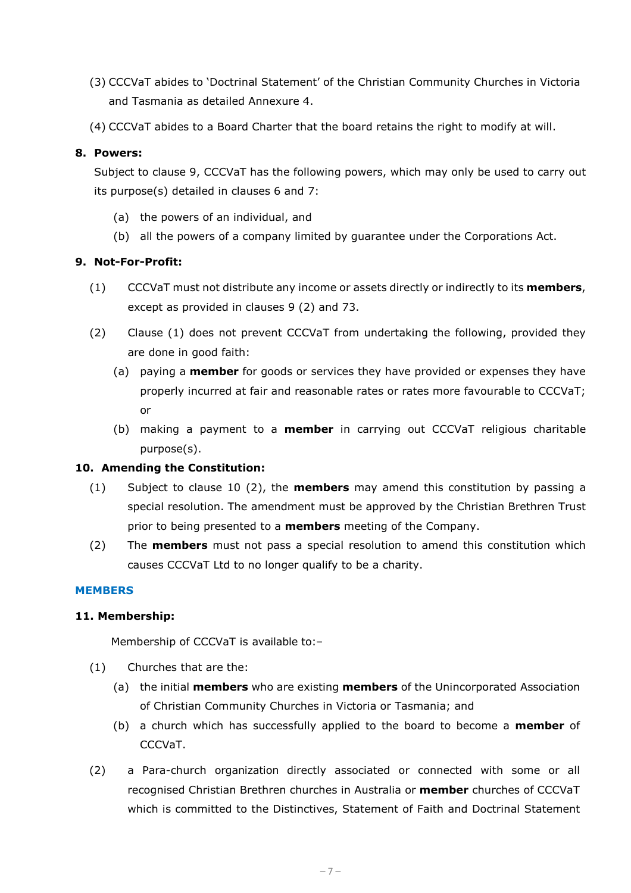(3) CCCVaT abides to 'Doctrinal Statement' of the Christian Community Churches in Victoria and Tasmania as detailed Annexure 4.

(4) CCCVaT abides to a Board Charter that the board retains the right to modify at will.

**8. Powers:**

Subject to clause 9, CCCVaT has the following powers, which may only be used to carry out its purpose(s) detailed in clauses 6 and 7:

(a) the powers of an individual, and

(b) all the powers of a company limited by guarantee under the Corporations Act.

**9. Not-For-Profit:**

(1) CCCVaT must not distribute any income or assets directly or indirectly to its **members**, except as provided in clauses 9 (2) and 73.

(2) Clause (1) does not prevent CCCVaT from undertaking the following, provided they are done in good faith:

(a) paying a **member** for goods or services they have provided or expenses they have properly incurred at fair and reasonable rates or rates more favourable to CCCVaT; or

(b) making a payment to a **member** in carrying out CCCVaT religious charitable purpose(s).

**10. Amending the Constitution:**

(1) Subject to clause 10 (2), the **members** may amend this constitution by passing a special resolution. The amendment must be approved by the Christian Brethren Trust prior to being presented to a **members** meeting of the Company.

(2) The **members** must not pass a special resolution to amend this constitution which causes CCCVaT Ltd to no longer qualify to be a charity.

## MEMBERS

**11. Membership:**

Membership of CCCVaT is available to:–

(1) Churches that are the:

(a) the initial **members** who are existing **members** of the Unincorporated Association of Christian Community Churches in Victoria or Tasmania; and

(b) a church which has successfully applied to the board to become a **member** of CCCVaT.

(2) a Para-church organization directly associated or connected with some or all recognised Christian Brethren churches in Australia or **member** churches of CCCVaT which is committed to the Distinctives, Statement of Faith and Doctrinal Statement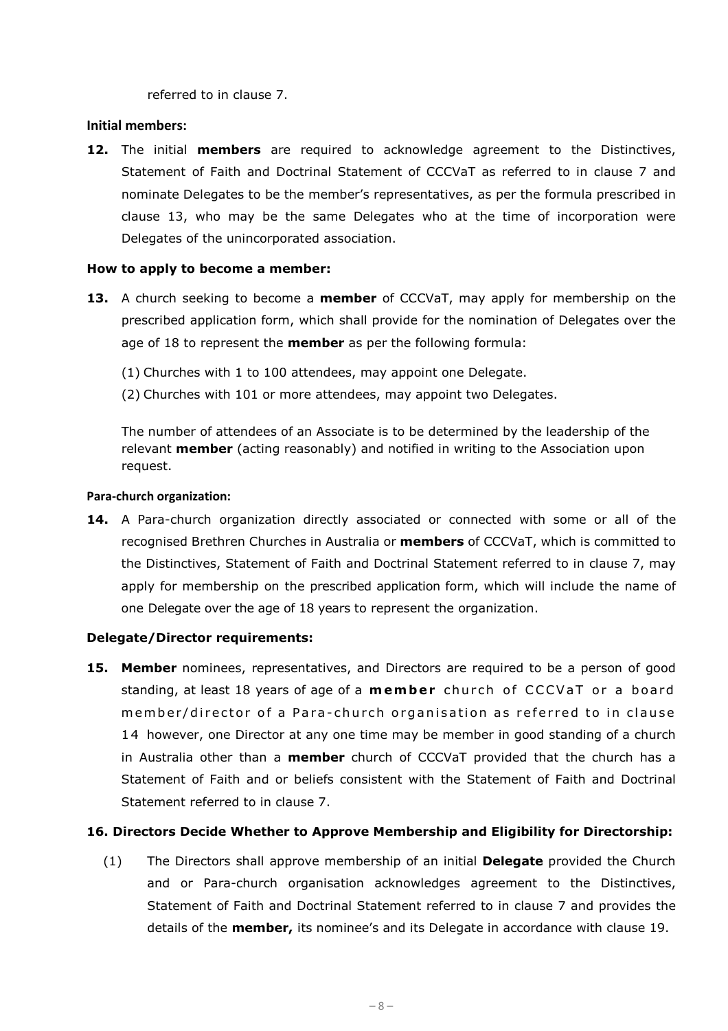referred to in clause 7.

**Initial members:**

**12.** The initial **members** are required to acknowledge agreement to the Distinctives, Statement of Faith and Doctrinal Statement of CCCVaT as referred to in clause 7 and nominate Delegates to be the member's representatives, as per the formula prescribed in clause 13, who may be the same Delegates who at the time of incorporation were Delegates of the unincorporated association.

**How to apply to become a member:**

**13.** A church seeking to become a **member** of CCCVaT, may apply for membership on the prescribed application form, which shall provide for the nomination of Delegates over the age of 18 to represent the **member** as per the following formula:

(1) Churches with 1 to 100 attendees, may appoint one Delegate.

(2) Churches with 101 or more attendees, may appoint two Delegates.

The number of attendees of an Associate is to be determined by the leadership of the relevant **member** (acting reasonably) and notified in writing to the Association upon request.

**Para-church organization:**

**14.** A Para-church organization directly associated or connected with some or all of the recognised Brethren Churches in Australia or **members** of CCCVaT, which is committed to the Distinctives, Statement of Faith and Doctrinal Statement referred to in clause 7, may apply for membership on the prescribed application form, which will include the name of one Delegate over the age of 18 years to represent the organization.

**Delegate/Director requirements:**

**15. Member** nominees, representatives, and Directors are required to be a person of good standing, at least 18 years of age of a **member** church of CCCVaT or a board member/director of a Para-church organisation as referred to in clause 14 however, one Director at any one time may be member in good standing of a church in Australia other than a **member** church of CCCVaT provided that the church has a Statement of Faith and or beliefs consistent with the Statement of Faith and Doctrinal Statement referred to in clause 7.

**16. Directors Decide Whether to Approve Membership and Eligibility for Directorship:**

(1) The Directors shall approve membership of an initial **Delegate** provided the Church and or Para-church organisation acknowledges agreement to the Distinctives, Statement of Faith and Doctrinal Statement referred to in clause 7 and provides the details of the **member,** its nominee's and its Delegate in accordance with clause 19.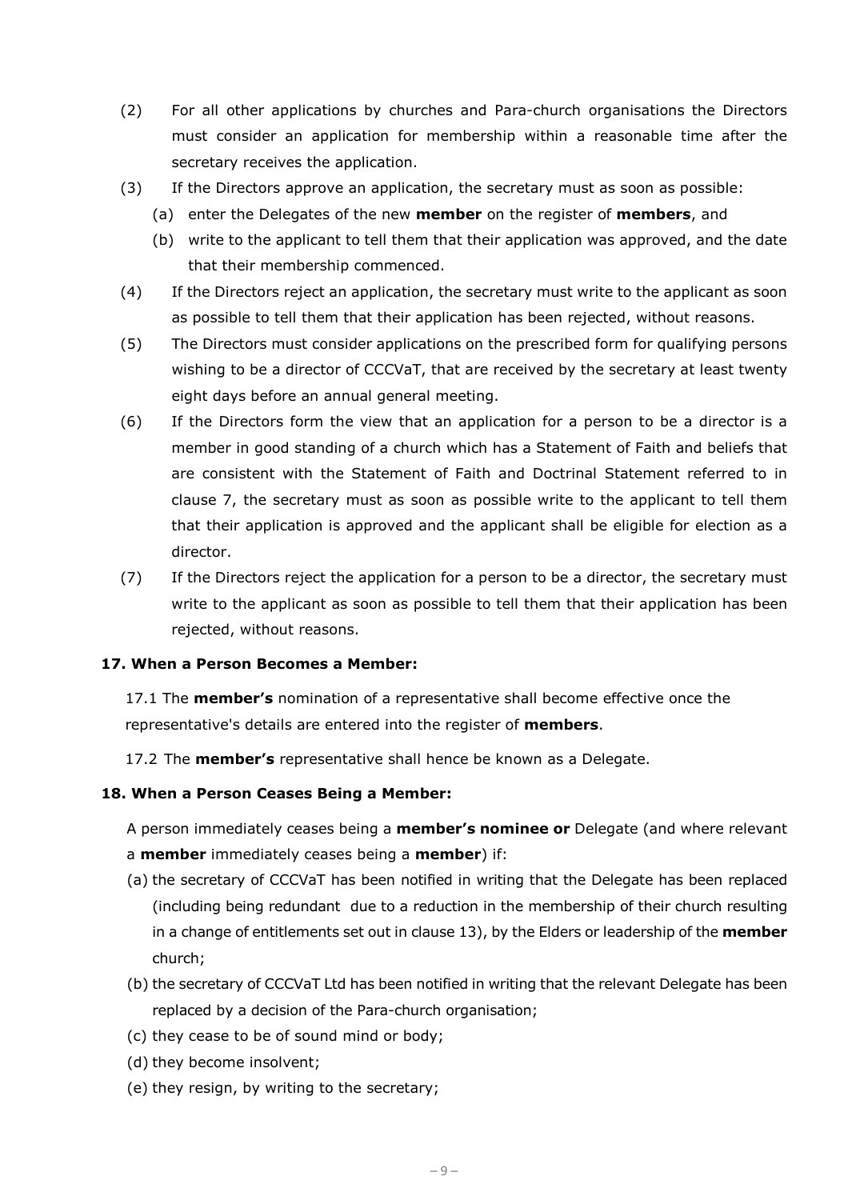(2) For all other applications by churches and Para-church organisations the Directors must consider an application for membership within a reasonable time after the secretary receives the application.

(3) If the Directors approve an application, the secretary must as soon as possible:

   (a) enter the Delegates of the new **member** on the register of **members**, and

   (b) write to the applicant to tell them that their application was approved, and the date that their membership commenced.

(4) If the Directors reject an application, the secretary must write to the applicant as soon as possible to tell them that their application has been rejected, without reasons.

(5) The Directors must consider applications on the prescribed form for qualifying persons wishing to be a director of CCCVaT, that are received by the secretary at least twenty eight days before an annual general meeting.

(6) If the Directors form the view that an application for a person to be a director is a member in good standing of a church which has a Statement of Faith and beliefs that are consistent with the Statement of Faith and Doctrinal Statement referred to in clause 7, the secretary must as soon as possible write to the applicant to tell them that their application is approved and the applicant shall be eligible for election as a director.

(7) If the Directors reject the application for a person to be a director, the secretary must write to the applicant as soon as possible to tell them that their application has been rejected, without reasons.

**17. When a Person Becomes a Member:**

17.1 The **member's** nomination of a representative shall become effective once the representative's details are entered into the register of **members**.

17.2 The **member's** representative shall hence be known as a Delegate.

**18. When a Person Ceases Being a Member:**

A person immediately ceases being a **member's nominee or** Delegate (and where relevant a **member** immediately ceases being a **member**) if:

(a) the secretary of CCCVaT has been notified in writing that the Delegate has been replaced (including being redundant due to a reduction in the membership of their church resulting in a change of entitlements set out in clause 13), by the Elders or leadership of the **member** church;

(b) the secretary of CCCVaT Ltd has been notified in writing that the relevant Delegate has been replaced by a decision of the Para-church organisation;

(c) they cease to be of sound mind or body;

(d) they become insolvent;

(e) they resign, by writing to the secretary;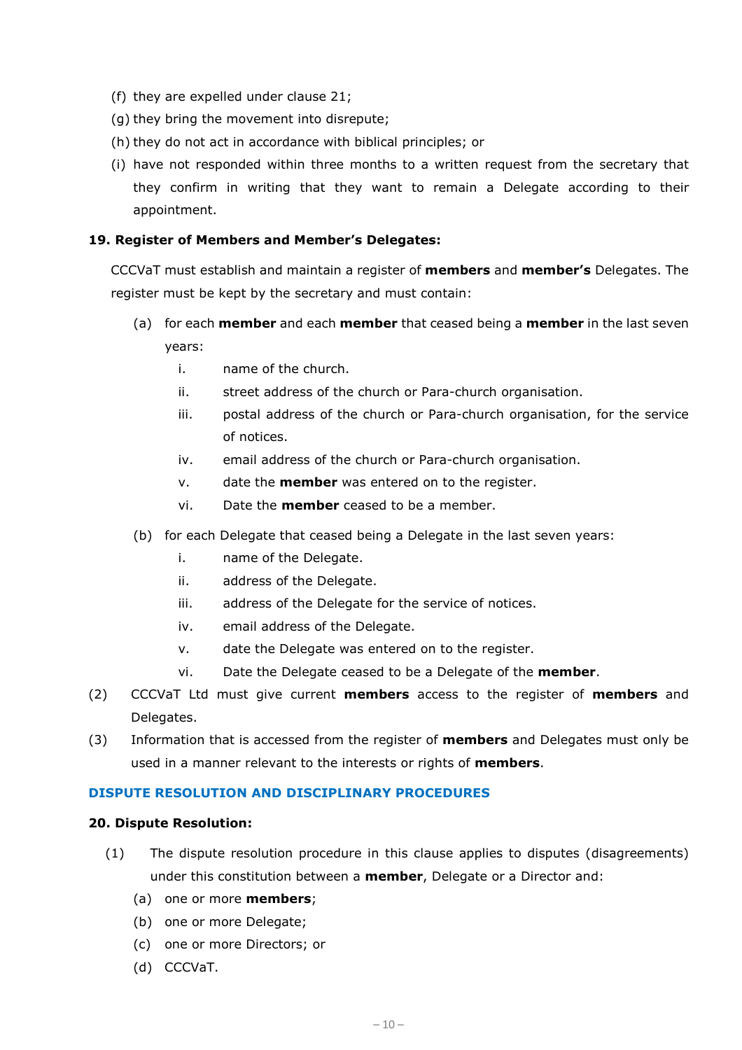(f) they are expelled under clause 21;

(g) they bring the movement into disrepute;

(h) they do not act in accordance with biblical principles; or

(i) have not responded within three months to a written request from the secretary that they confirm in writing that they want to remain a Delegate according to their appointment.

**19. Register of Members and Member's Delegates:**

CCCVaT must establish and maintain a register of **members** and **member's** Delegates. The register must be kept by the secretary and must contain:

(a) for each **member** and each **member** that ceased being a **member** in the last seven years:

i. name of the church.

ii. street address of the church or Para-church organisation.

iii. postal address of the church or Para-church organisation, for the service of notices.

iv. email address of the church or Para-church organisation.

v. date the **member** was entered on to the register.

vi. Date the **member** ceased to be a member.

(b) for each Delegate that ceased being a Delegate in the last seven years:

i. name of the Delegate.

ii. address of the Delegate.

iii. address of the Delegate for the service of notices.

iv. email address of the Delegate.

v. date the Delegate was entered on to the register.

vi. Date the Delegate ceased to be a Delegate of the **member**.

(2) CCCVaT Ltd must give current **members** access to the register of **members** and Delegates.

(3) Information that is accessed from the register of **members** and Delegates must only be used in a manner relevant to the interests or rights of **members**.

## DISPUTE RESOLUTION AND DISCIPLINARY PROCEDURES

**20. Dispute Resolution:**

(1) The dispute resolution procedure in this clause applies to disputes (disagreements) under this constitution between a **member**, Delegate or a Director and:

(a) one or more **members**;

(b) one or more Delegate;

(c) one or more Directors; or

(d) CCCVaT.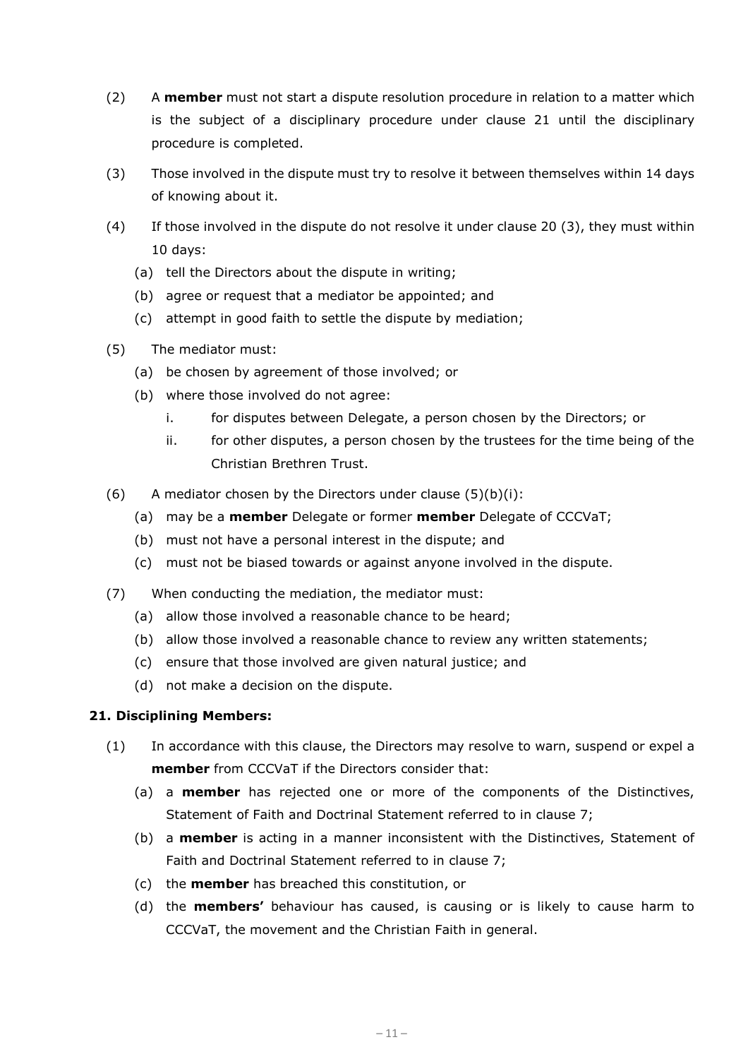(2) A **member** must not start a dispute resolution procedure in relation to a matter which is the subject of a disciplinary procedure under clause 21 until the disciplinary procedure is completed.

(3) Those involved in the dispute must try to resolve it between themselves within 14 days of knowing about it.

(4) If those involved in the dispute do not resolve it under clause 20 (3), they must within 10 days:

- (a) tell the Directors about the dispute in writing;
- (b) agree or request that a mediator be appointed; and
- (c) attempt in good faith to settle the dispute by mediation;

(5) The mediator must:

- (a) be chosen by agreement of those involved; or
- (b) where those involved do not agree:
  - i. for disputes between Delegate, a person chosen by the Directors; or
  - ii. for other disputes, a person chosen by the trustees for the time being of the Christian Brethren Trust.

(6) A mediator chosen by the Directors under clause (5)(b)(i):

- (a) may be a **member** Delegate or former **member** Delegate of CCCVaT;
- (b) must not have a personal interest in the dispute; and
- (c) must not be biased towards or against anyone involved in the dispute.

(7) When conducting the mediation, the mediator must:

- (a) allow those involved a reasonable chance to be heard;
- (b) allow those involved a reasonable chance to review any written statements;
- (c) ensure that those involved are given natural justice; and
- (d) not make a decision on the dispute.

**21. Disciplining Members:**

(1) In accordance with this clause, the Directors may resolve to warn, suspend or expel a **member** from CCCVaT if the Directors consider that:

- (a) a **member** has rejected one or more of the components of the Distinctives, Statement of Faith and Doctrinal Statement referred to in clause 7;
- (b) a **member** is acting in a manner inconsistent with the Distinctives, Statement of Faith and Doctrinal Statement referred to in clause 7;
- (c) the **member** has breached this constitution, or
- (d) the **members'** behaviour has caused, is causing or is likely to cause harm to CCCVaT, the movement and the Christian Faith in general.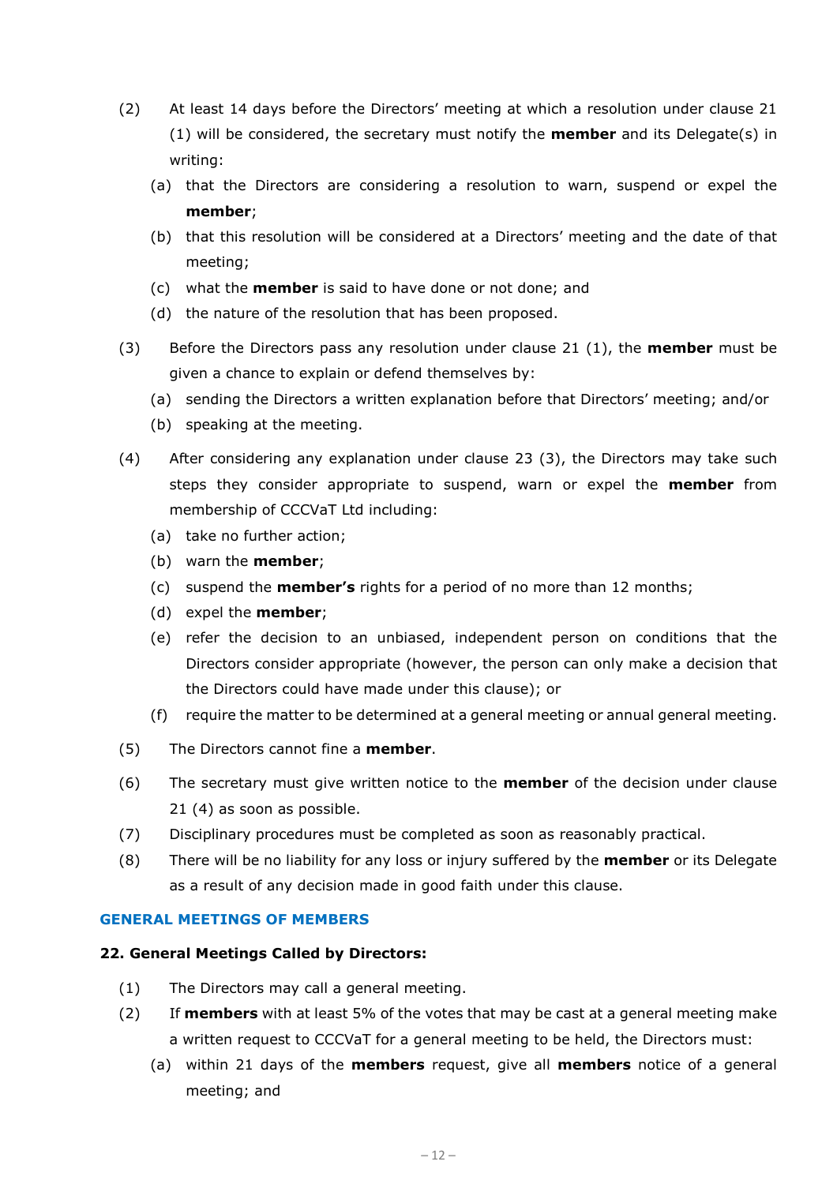(2) At least 14 days before the Directors' meeting at which a resolution under clause 21 (1) will be considered, the secretary must notify the **member** and its Delegate(s) in writing:

   (a) that the Directors are considering a resolution to warn, suspend or expel the **member**;

   (b) that this resolution will be considered at a Directors' meeting and the date of that meeting;

   (c) what the **member** is said to have done or not done; and

   (d) the nature of the resolution that has been proposed.

(3) Before the Directors pass any resolution under clause 21 (1), the **member** must be given a chance to explain or defend themselves by:

   (a) sending the Directors a written explanation before that Directors' meeting; and/or

   (b) speaking at the meeting.

(4) After considering any explanation under clause 23 (3), the Directors may take such steps they consider appropriate to suspend, warn or expel the **member** from membership of CCCVaT Ltd including:

   (a) take no further action;

   (b) warn the **member**;

   (c) suspend the **member's** rights for a period of no more than 12 months;

   (d) expel the **member**;

   (e) refer the decision to an unbiased, independent person on conditions that the Directors consider appropriate (however, the person can only make a decision that the Directors could have made under this clause); or

   (f) require the matter to be determined at a general meeting or annual general meeting.

(5) The Directors cannot fine a **member**.

(6) The secretary must give written notice to the **member** of the decision under clause 21 (4) as soon as possible.

(7) Disciplinary procedures must be completed as soon as reasonably practical.

(8) There will be no liability for any loss or injury suffered by the **member** or its Delegate as a result of any decision made in good faith under this clause.

## GENERAL MEETINGS OF MEMBERS

### 22. General Meetings Called by Directors:

(1) The Directors may call a general meeting.

(2) If **members** with at least 5% of the votes that may be cast at a general meeting make a written request to CCCVaT for a general meeting to be held, the Directors must:

   (a) within 21 days of the **members** request, give all **members** notice of a general meeting; and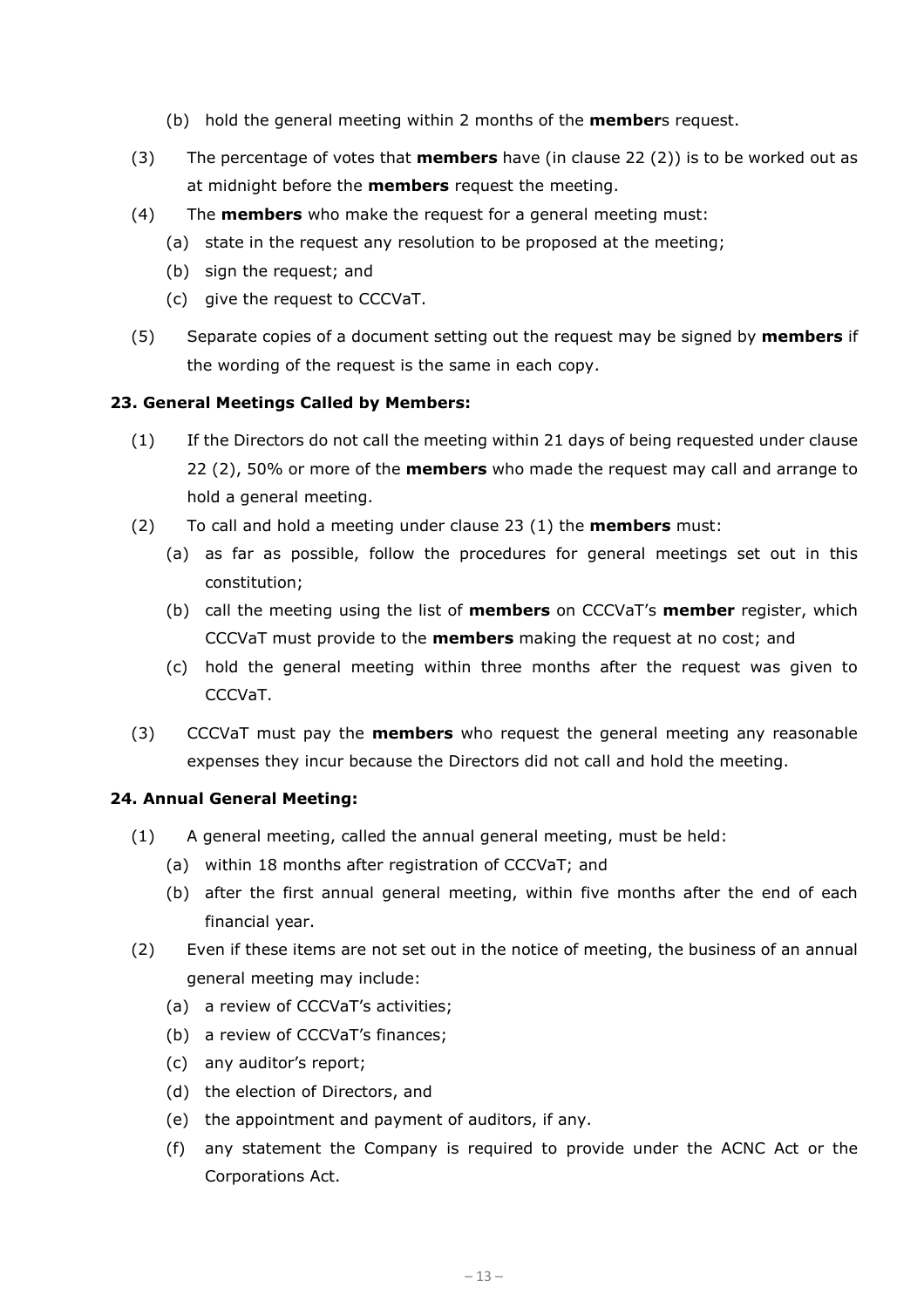(b) hold the general meeting within 2 months of the **member**s request.

(3) The percentage of votes that **members** have (in clause 22 (2)) is to be worked out as at midnight before the **members** request the meeting.

(4) The **members** who make the request for a general meeting must:

(a) state in the request any resolution to be proposed at the meeting;

(b) sign the request; and

(c) give the request to CCCVaT.

(5) Separate copies of a document setting out the request may be signed by **members** if the wording of the request is the same in each copy.

**23. General Meetings Called by Members:**

(1) If the Directors do not call the meeting within 21 days of being requested under clause 22 (2), 50% or more of the **members** who made the request may call and arrange to hold a general meeting.

(2) To call and hold a meeting under clause 23 (1) the **members** must:

(a) as far as possible, follow the procedures for general meetings set out in this constitution;

(b) call the meeting using the list of **members** on CCCVaT's **member** register, which CCCVaT must provide to the **members** making the request at no cost; and

(c) hold the general meeting within three months after the request was given to CCCVaT.

(3) CCCVaT must pay the **members** who request the general meeting any reasonable expenses they incur because the Directors did not call and hold the meeting.

**24. Annual General Meeting:**

(1) A general meeting, called the annual general meeting, must be held:

(a) within 18 months after registration of CCCVaT; and

(b) after the first annual general meeting, within five months after the end of each financial year.

(2) Even if these items are not set out in the notice of meeting, the business of an annual general meeting may include:

(a) a review of CCCVaT's activities;

(b) a review of CCCVaT's finances;

(c) any auditor's report;

(d) the election of Directors, and

(e) the appointment and payment of auditors, if any.

(f) any statement the Company is required to provide under the ACNC Act or the Corporations Act.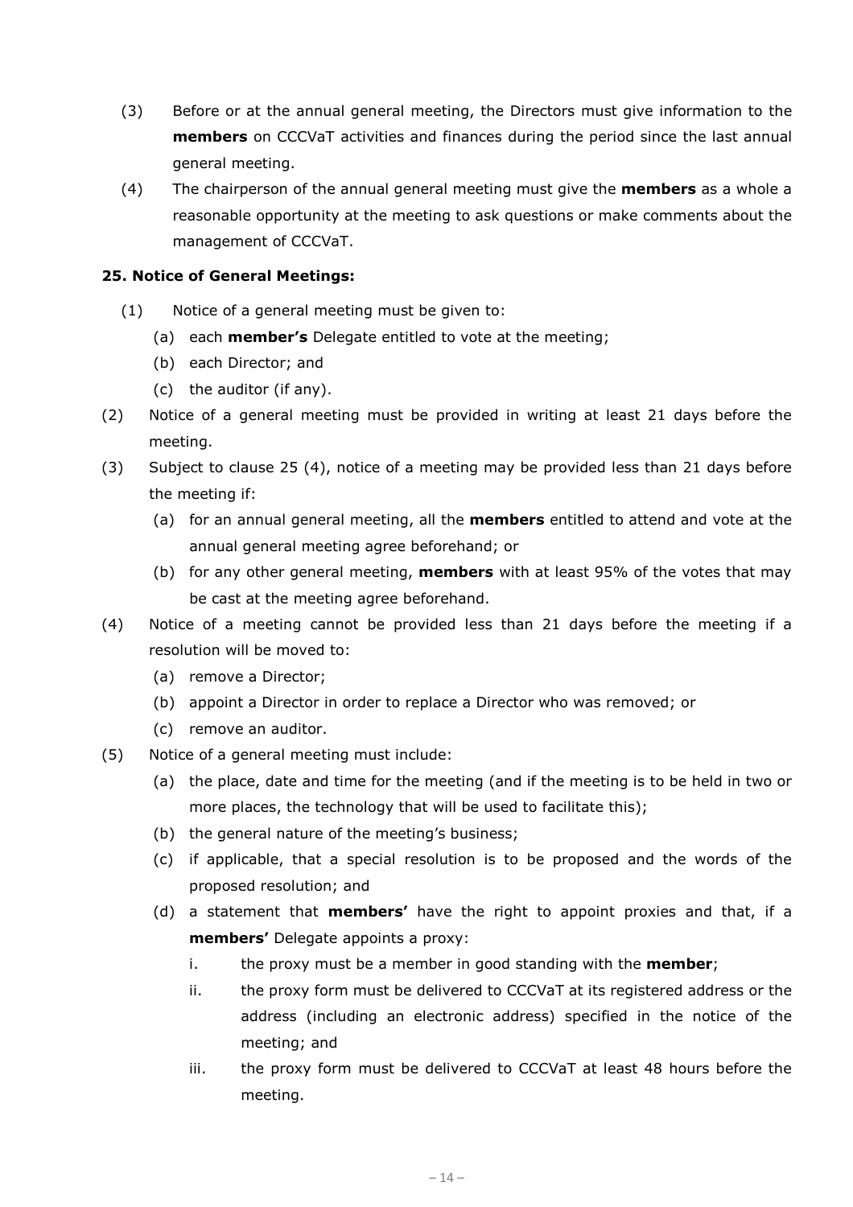(3) Before or at the annual general meeting, the Directors must give information to the **members** on CCCVaT activities and finances during the period since the last annual general meeting.

(4) The chairperson of the annual general meeting must give the **members** as a whole a reasonable opportunity at the meeting to ask questions or make comments about the management of CCCVaT.

**25. Notice of General Meetings:**

(1) Notice of a general meeting must be given to:

   (a) each **member's** Delegate entitled to vote at the meeting;

   (b) each Director; and

   (c) the auditor (if any).

(2) Notice of a general meeting must be provided in writing at least 21 days before the meeting.

(3) Subject to clause 25 (4), notice of a meeting may be provided less than 21 days before the meeting if:

   (a) for an annual general meeting, all the **members** entitled to attend and vote at the annual general meeting agree beforehand; or

   (b) for any other general meeting, **members** with at least 95% of the votes that may be cast at the meeting agree beforehand.

(4) Notice of a meeting cannot be provided less than 21 days before the meeting if a resolution will be moved to:

   (a) remove a Director;

   (b) appoint a Director in order to replace a Director who was removed; or

   (c) remove an auditor.

(5) Notice of a general meeting must include:

   (a) the place, date and time for the meeting (and if the meeting is to be held in two or more places, the technology that will be used to facilitate this);

   (b) the general nature of the meeting's business;

   (c) if applicable, that a special resolution is to be proposed and the words of the proposed resolution; and

   (d) a statement that **members'** have the right to appoint proxies and that, if a **members'** Delegate appoints a proxy:

      i. the proxy must be a member in good standing with the **member**;

      ii. the proxy form must be delivered to CCCVaT at its registered address or the address (including an electronic address) specified in the notice of the meeting; and

      iii. the proxy form must be delivered to CCCVaT at least 48 hours before the meeting.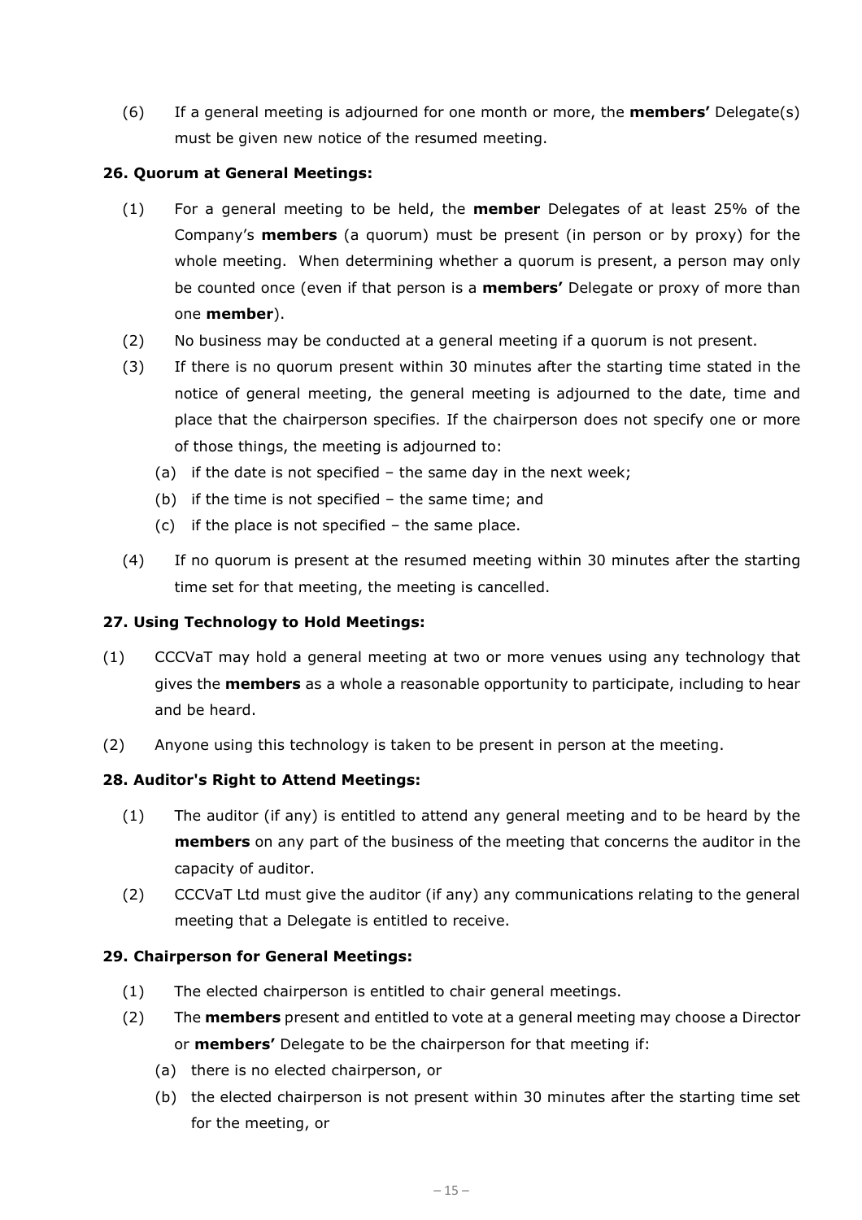(6) If a general meeting is adjourned for one month or more, the **members'** Delegate(s) must be given new notice of the resumed meeting.

**26. Quorum at General Meetings:**

(1) For a general meeting to be held, the **member** Delegates of at least 25% of the Company's **members** (a quorum) must be present (in person or by proxy) for the whole meeting. When determining whether a quorum is present, a person may only be counted once (even if that person is a **members'** Delegate or proxy of more than one **member**).

(2) No business may be conducted at a general meeting if a quorum is not present.

(3) If there is no quorum present within 30 minutes after the starting time stated in the notice of general meeting, the general meeting is adjourned to the date, time and place that the chairperson specifies. If the chairperson does not specify one or more of those things, the meeting is adjourned to:

   (a) if the date is not specified – the same day in the next week;
   (b) if the time is not specified – the same time; and
   (c) if the place is not specified – the same place.

(4) If no quorum is present at the resumed meeting within 30 minutes after the starting time set for that meeting, the meeting is cancelled.

**27. Using Technology to Hold Meetings:**

(1) CCCVaT may hold a general meeting at two or more venues using any technology that gives the **members** as a whole a reasonable opportunity to participate, including to hear and be heard.

(2) Anyone using this technology is taken to be present in person at the meeting.

**28. Auditor's Right to Attend Meetings:**

(1) The auditor (if any) is entitled to attend any general meeting and to be heard by the **members** on any part of the business of the meeting that concerns the auditor in the capacity of auditor.

(2) CCCVaT Ltd must give the auditor (if any) any communications relating to the general meeting that a Delegate is entitled to receive.

**29. Chairperson for General Meetings:**

(1) The elected chairperson is entitled to chair general meetings.

(2) The **members** present and entitled to vote at a general meeting may choose a Director or **members'** Delegate to be the chairperson for that meeting if:

   (a) there is no elected chairperson, or
   (b) the elected chairperson is not present within 30 minutes after the starting time set for the meeting, or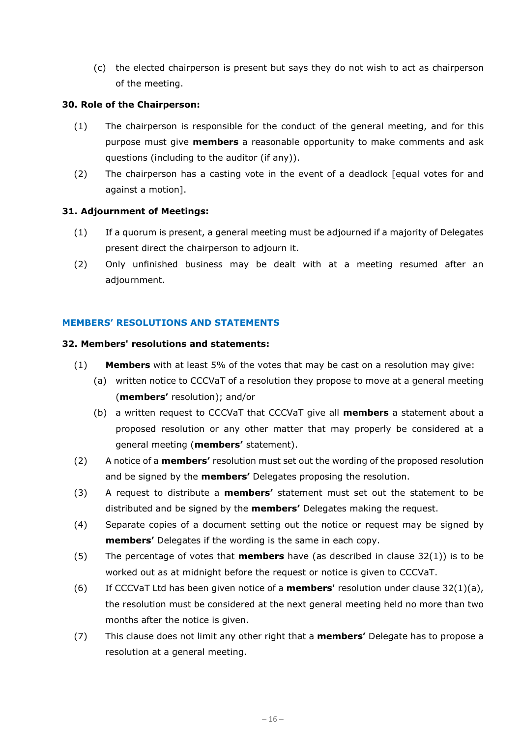(c) the elected chairperson is present but says they do not wish to act as chairperson of the meeting.

**30. Role of the Chairperson:**

(1) The chairperson is responsible for the conduct of the general meeting, and for this purpose must give **members** a reasonable opportunity to make comments and ask questions (including to the auditor (if any)).

(2) The chairperson has a casting vote in the event of a deadlock [equal votes for and against a motion].

**31. Adjournment of Meetings:**

(1) If a quorum is present, a general meeting must be adjourned if a majority of Delegates present direct the chairperson to adjourn it.

(2) Only unfinished business may be dealt with at a meeting resumed after an adjournment.

## MEMBERS' RESOLUTIONS AND STATEMENTS

**32. Members' resolutions and statements:**

(1) **Members** with at least 5% of the votes that may be cast on a resolution may give:

  (a) written notice to CCCVaT of a resolution they propose to move at a general meeting (**members'** resolution); and/or

  (b) a written request to CCCVaT that CCCVaT give all **members** a statement about a proposed resolution or any other matter that may properly be considered at a general meeting (**members'** statement).

(2) A notice of a **members'** resolution must set out the wording of the proposed resolution and be signed by the **members'** Delegates proposing the resolution.

(3) A request to distribute a **members'** statement must set out the statement to be distributed and be signed by the **members'** Delegates making the request.

(4) Separate copies of a document setting out the notice or request may be signed by **members'** Delegates if the wording is the same in each copy.

(5) The percentage of votes that **members** have (as described in clause 32(1)) is to be worked out as at midnight before the request or notice is given to CCCVaT.

(6) If CCCVaT Ltd has been given notice of a **members'** resolution under clause 32(1)(a), the resolution must be considered at the next general meeting held no more than two months after the notice is given.

(7) This clause does not limit any other right that a **members'** Delegate has to propose a resolution at a general meeting.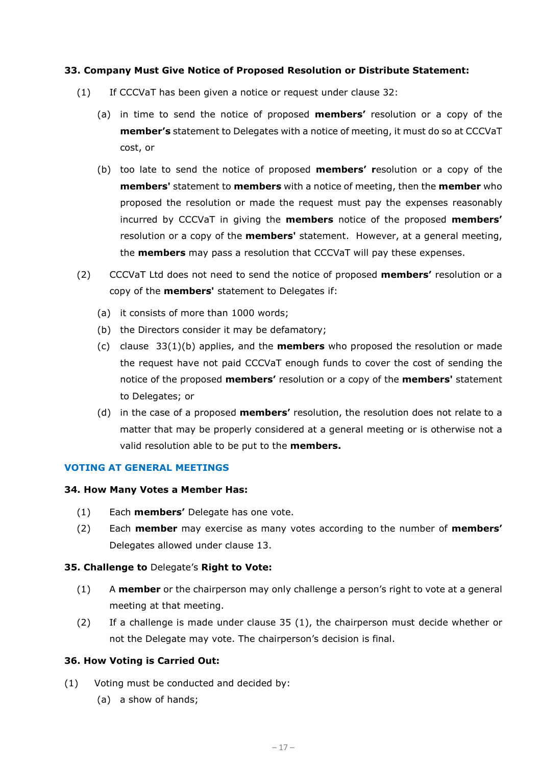**33. Company Must Give Notice of Proposed Resolution or Distribute Statement:**

(1) If CCCVaT has been given a notice or request under clause 32:

(a) in time to send the notice of proposed **members'** resolution or a copy of the **member's** statement to Delegates with a notice of meeting, it must do so at CCCVaT cost, or

(b) too late to send the notice of proposed **members' r**esolution or a copy of the **members'** statement to **members** with a notice of meeting, then the **member** who proposed the resolution or made the request must pay the expenses reasonably incurred by CCCVaT in giving the **members** notice of the proposed **members'** resolution or a copy of the **members'** statement. However, at a general meeting, the **members** may pass a resolution that CCCVaT will pay these expenses.

(2) CCCVaT Ltd does not need to send the notice of proposed **members'** resolution or a copy of the **members'** statement to Delegates if:

(a) it consists of more than 1000 words;

(b) the Directors consider it may be defamatory;

(c) clause 33(1)(b) applies, and the **members** who proposed the resolution or made the request have not paid CCCVaT enough funds to cover the cost of sending the notice of the proposed **members'** resolution or a copy of the **members'** statement to Delegates; or

(d) in the case of a proposed **members'** resolution, the resolution does not relate to a matter that may be properly considered at a general meeting or is otherwise not a valid resolution able to be put to the **members.**

## VOTING AT GENERAL MEETINGS

**34. How Many Votes a Member Has:**

(1) Each **members'** Delegate has one vote.

(2) Each **member** may exercise as many votes according to the number of **members'** Delegates allowed under clause 13.

**35. Challenge to** Delegate's **Right to Vote:**

(1) A **member** or the chairperson may only challenge a person's right to vote at a general meeting at that meeting.

(2) If a challenge is made under clause 35 (1), the chairperson must decide whether or not the Delegate may vote. The chairperson's decision is final.

**36. How Voting is Carried Out:**

(1) Voting must be conducted and decided by:

(a) a show of hands;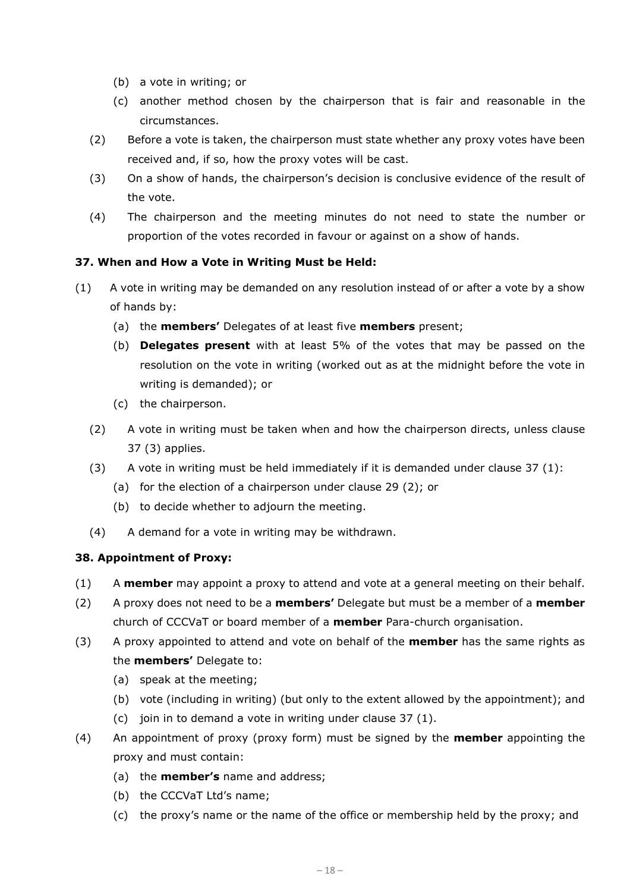(b) a vote in writing; or

(c) another method chosen by the chairperson that is fair and reasonable in the circumstances.

(2) Before a vote is taken, the chairperson must state whether any proxy votes have been received and, if so, how the proxy votes will be cast.

(3) On a show of hands, the chairperson's decision is conclusive evidence of the result of the vote.

(4) The chairperson and the meeting minutes do not need to state the number or proportion of the votes recorded in favour or against on a show of hands.

**37. When and How a Vote in Writing Must be Held:**

(1) A vote in writing may be demanded on any resolution instead of or after a vote by a show of hands by:

(a) the **members'** Delegates of at least five **members** present;

(b) **Delegates present** with at least 5% of the votes that may be passed on the resolution on the vote in writing (worked out as at the midnight before the vote in writing is demanded); or

(c) the chairperson.

(2) A vote in writing must be taken when and how the chairperson directs, unless clause 37 (3) applies.

(3) A vote in writing must be held immediately if it is demanded under clause 37 (1):

(a) for the election of a chairperson under clause 29 (2); or

(b) to decide whether to adjourn the meeting.

(4) A demand for a vote in writing may be withdrawn.

**38. Appointment of Proxy:**

(1) A **member** may appoint a proxy to attend and vote at a general meeting on their behalf.

(2) A proxy does not need to be a **members'** Delegate but must be a member of a **member** church of CCCVaT or board member of a **member** Para-church organisation.

(3) A proxy appointed to attend and vote on behalf of the **member** has the same rights as the **members'** Delegate to:

(a) speak at the meeting;

(b) vote (including in writing) (but only to the extent allowed by the appointment); and

(c) join in to demand a vote in writing under clause 37 (1).

(4) An appointment of proxy (proxy form) must be signed by the **member** appointing the proxy and must contain:

(a) the **member's** name and address;

(b) the CCCVaT Ltd's name;

(c) the proxy's name or the name of the office or membership held by the proxy; and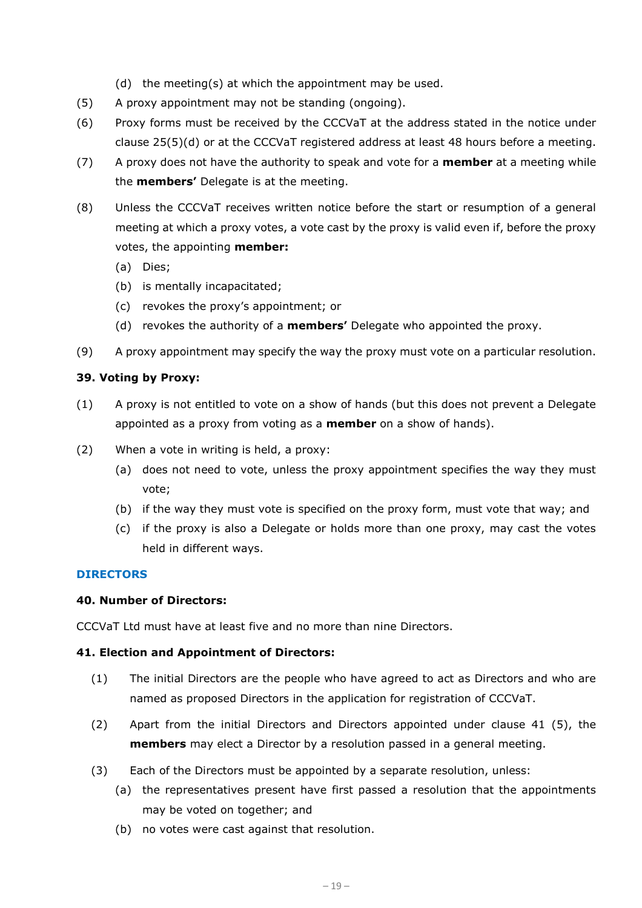(d) the meeting(s) at which the appointment may be used.

(5) A proxy appointment may not be standing (ongoing).

(6) Proxy forms must be received by the CCCVaT at the address stated in the notice under clause 25(5)(d) or at the CCCVaT registered address at least 48 hours before a meeting.

(7) A proxy does not have the authority to speak and vote for a **member** at a meeting while the **members'** Delegate is at the meeting.

(8) Unless the CCCVaT receives written notice before the start or resumption of a general meeting at which a proxy votes, a vote cast by the proxy is valid even if, before the proxy votes, the appointing **member:**

(a) Dies;

(b) is mentally incapacitated;

(c) revokes the proxy's appointment; or

(d) revokes the authority of a **members'** Delegate who appointed the proxy.

(9) A proxy appointment may specify the way the proxy must vote on a particular resolution.

**39. Voting by Proxy:**

(1) A proxy is not entitled to vote on a show of hands (but this does not prevent a Delegate appointed as a proxy from voting as a **member** on a show of hands).

(2) When a vote in writing is held, a proxy:

(a) does not need to vote, unless the proxy appointment specifies the way they must vote;

(b) if the way they must vote is specified on the proxy form, must vote that way; and

(c) if the proxy is also a Delegate or holds more than one proxy, may cast the votes held in different ways.

## DIRECTORS

**40. Number of Directors:**

CCCVaT Ltd must have at least five and no more than nine Directors.

**41. Election and Appointment of Directors:**

(1) The initial Directors are the people who have agreed to act as Directors and who are named as proposed Directors in the application for registration of CCCVaT.

(2) Apart from the initial Directors and Directors appointed under clause 41 (5), the **members** may elect a Director by a resolution passed in a general meeting.

(3) Each of the Directors must be appointed by a separate resolution, unless:

(a) the representatives present have first passed a resolution that the appointments may be voted on together; and

(b) no votes were cast against that resolution.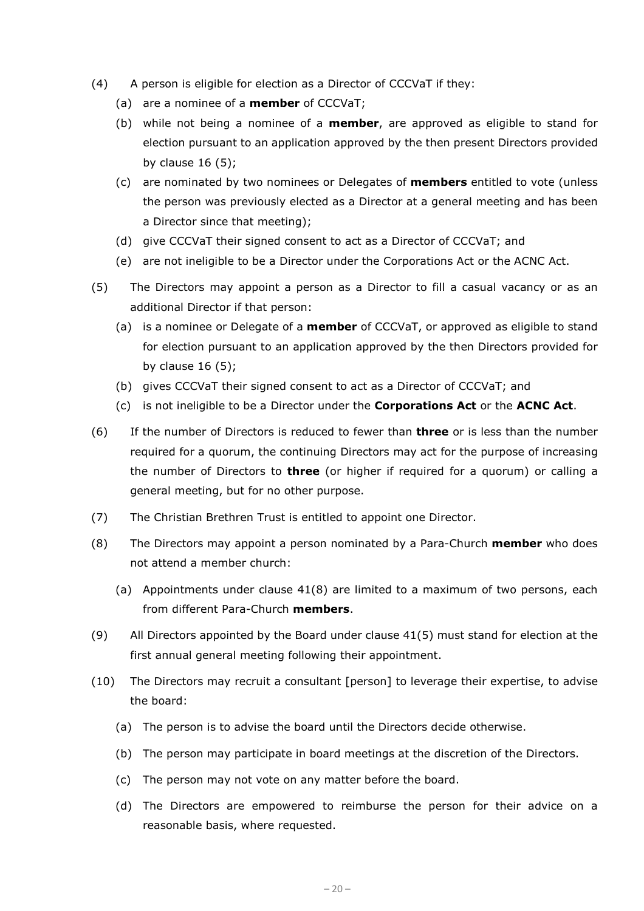(4) A person is eligible for election as a Director of CCCVaT if they:

  (a) are a nominee of a **member** of CCCVaT;

  (b) while not being a nominee of a **member**, are approved as eligible to stand for election pursuant to an application approved by the then present Directors provided by clause 16 (5);

  (c) are nominated by two nominees or Delegates of **members** entitled to vote (unless the person was previously elected as a Director at a general meeting and has been a Director since that meeting);

  (d) give CCCVaT their signed consent to act as a Director of CCCVaT; and

  (e) are not ineligible to be a Director under the Corporations Act or the ACNC Act.

(5) The Directors may appoint a person as a Director to fill a casual vacancy or as an additional Director if that person:

  (a) is a nominee or Delegate of a **member** of CCCVaT, or approved as eligible to stand for election pursuant to an application approved by the then Directors provided for by clause 16 (5);

  (b) gives CCCVaT their signed consent to act as a Director of CCCVaT; and

  (c) is not ineligible to be a Director under the **Corporations Act** or the **ACNC Act**.

(6) If the number of Directors is reduced to fewer than **three** or is less than the number required for a quorum, the continuing Directors may act for the purpose of increasing the number of Directors to **three** (or higher if required for a quorum) or calling a general meeting, but for no other purpose.

(7) The Christian Brethren Trust is entitled to appoint one Director.

(8) The Directors may appoint a person nominated by a Para-Church **member** who does not attend a member church:

  (a) Appointments under clause 41(8) are limited to a maximum of two persons, each from different Para-Church **members**.

(9) All Directors appointed by the Board under clause 41(5) must stand for election at the first annual general meeting following their appointment.

(10) The Directors may recruit a consultant [person] to leverage their expertise, to advise the board:

  (a) The person is to advise the board until the Directors decide otherwise.

  (b) The person may participate in board meetings at the discretion of the Directors.

  (c) The person may not vote on any matter before the board.

  (d) The Directors are empowered to reimburse the person for their advice on a reasonable basis, where requested.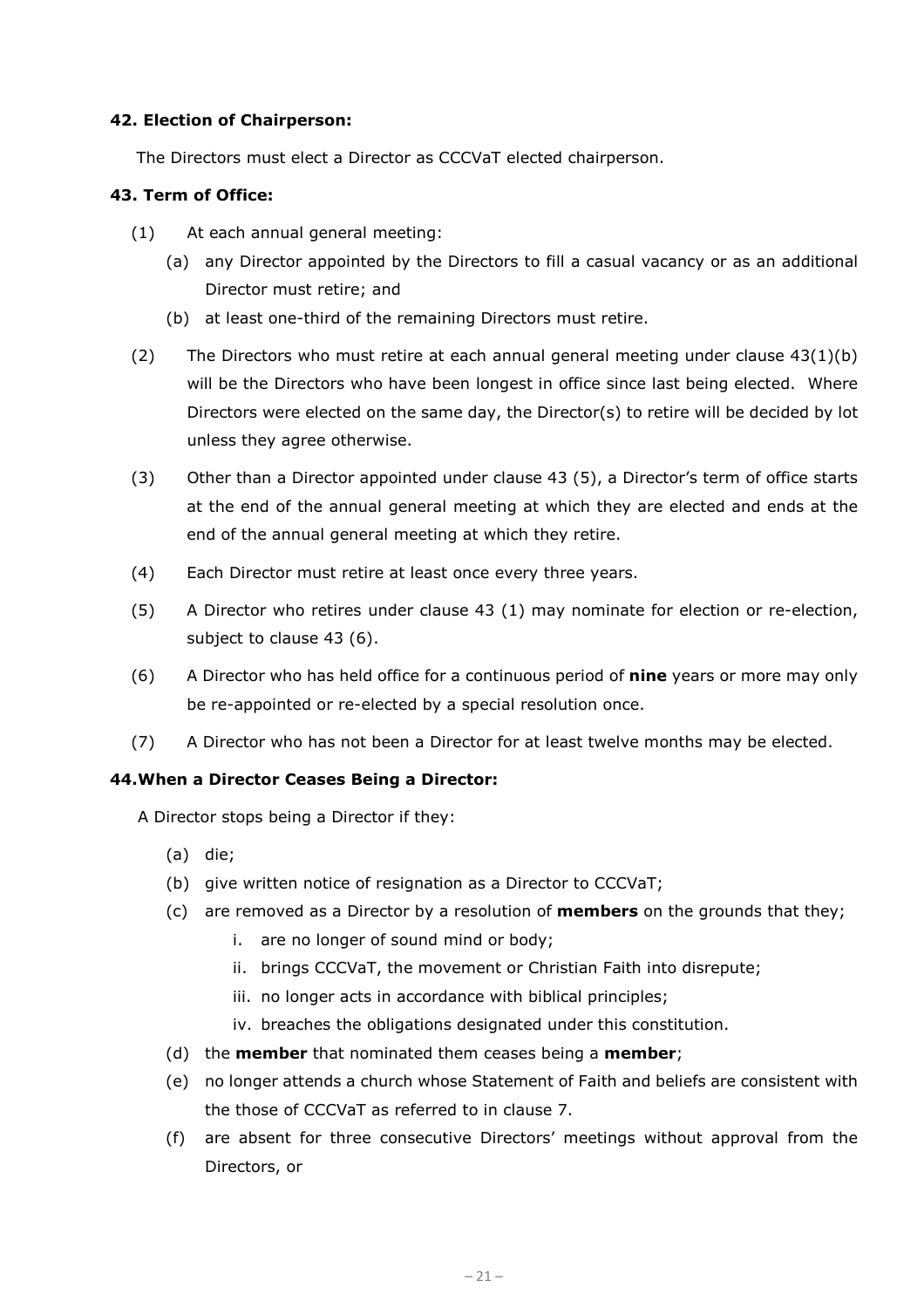**42. Election of Chairperson:**

The Directors must elect a Director as CCCVaT elected chairperson.

**43. Term of Office:**

(1) At each annual general meeting:

  (a) any Director appointed by the Directors to fill a casual vacancy or as an additional Director must retire; and

  (b) at least one-third of the remaining Directors must retire.

(2) The Directors who must retire at each annual general meeting under clause 43(1)(b) will be the Directors who have been longest in office since last being elected. Where Directors were elected on the same day, the Director(s) to retire will be decided by lot unless they agree otherwise.

(3) Other than a Director appointed under clause 43 (5), a Director's term of office starts at the end of the annual general meeting at which they are elected and ends at the end of the annual general meeting at which they retire.

(4) Each Director must retire at least once every three years.

(5) A Director who retires under clause 43 (1) may nominate for election or re-election, subject to clause 43 (6).

(6) A Director who has held office for a continuous period of **nine** years or more may only be re-appointed or re-elected by a special resolution once.

(7) A Director who has not been a Director for at least twelve months may be elected.

**44.When a Director Ceases Being a Director:**

A Director stops being a Director if they:

  (a) die;

  (b) give written notice of resignation as a Director to CCCVaT;

  (c) are removed as a Director by a resolution of **members** on the grounds that they;

    i. are no longer of sound mind or body;

    ii. brings CCCVaT, the movement or Christian Faith into disrepute;

    iii. no longer acts in accordance with biblical principles;

    iv. breaches the obligations designated under this constitution.

  (d) the **member** that nominated them ceases being a **member**;

  (e) no longer attends a church whose Statement of Faith and beliefs are consistent with the those of CCCVaT as referred to in clause 7.

  (f) are absent for three consecutive Directors' meetings without approval from the Directors, or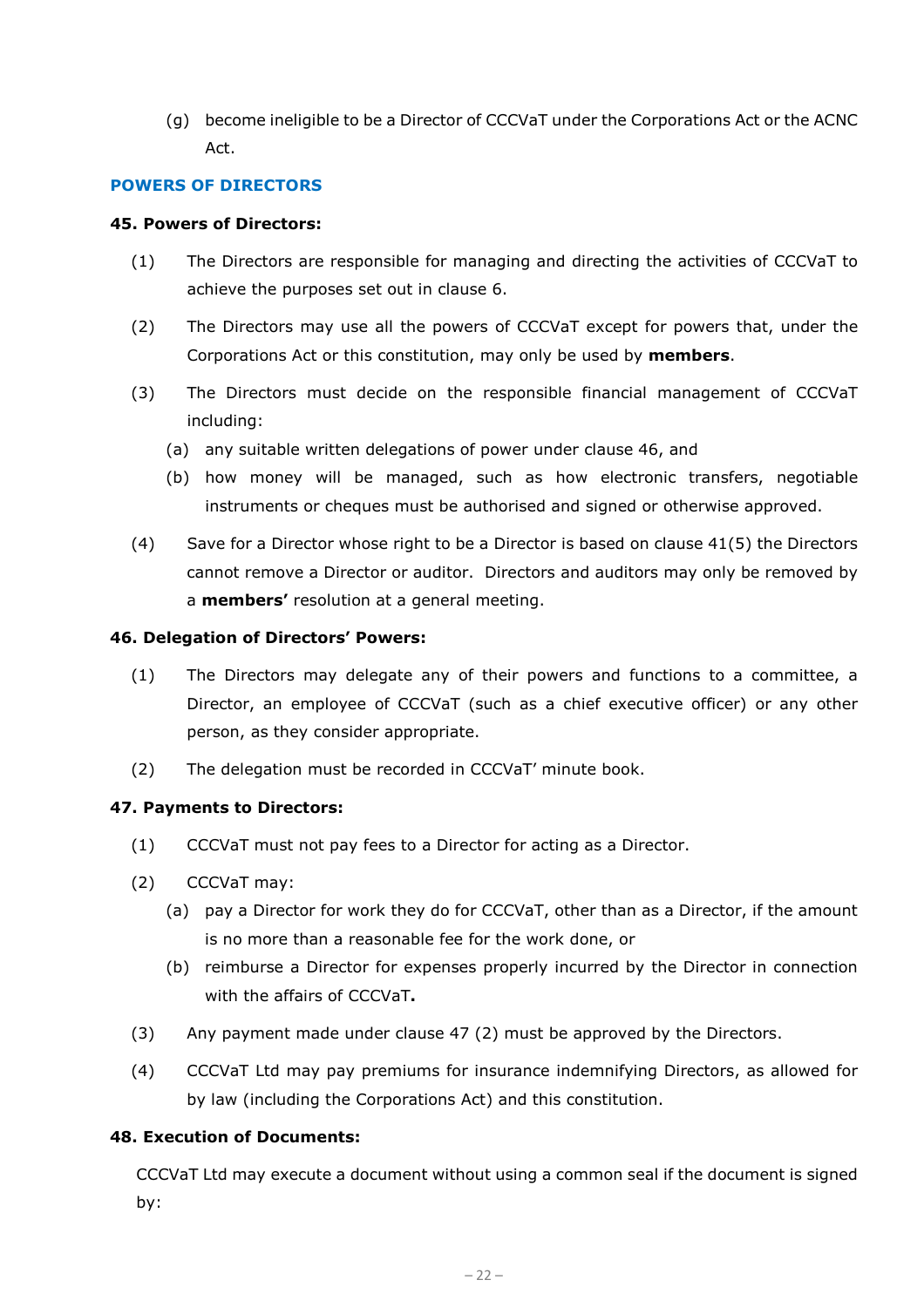(g) become ineligible to be a Director of CCCVaT under the Corporations Act or the ACNC Act.

## POWERS OF DIRECTORS

### 45. Powers of Directors:

(1) The Directors are responsible for managing and directing the activities of CCCVaT to achieve the purposes set out in clause 6.

(2) The Directors may use all the powers of CCCVaT except for powers that, under the Corporations Act or this constitution, may only be used by **members**.

(3) The Directors must decide on the responsible financial management of CCCVaT including:

(a) any suitable written delegations of power under clause 46, and

(b) how money will be managed, such as how electronic transfers, negotiable instruments or cheques must be authorised and signed or otherwise approved.

(4) Save for a Director whose right to be a Director is based on clause 41(5) the Directors cannot remove a Director or auditor. Directors and auditors may only be removed by a **members'** resolution at a general meeting.

### 46. Delegation of Directors' Powers:

(1) The Directors may delegate any of their powers and functions to a committee, a Director, an employee of CCCVaT (such as a chief executive officer) or any other person, as they consider appropriate.

(2) The delegation must be recorded in CCCVaT' minute book.

### 47. Payments to Directors:

(1) CCCVaT must not pay fees to a Director for acting as a Director.

(2) CCCVaT may:

(a) pay a Director for work they do for CCCVaT, other than as a Director, if the amount is no more than a reasonable fee for the work done, or

(b) reimburse a Director for expenses properly incurred by the Director in connection with the affairs of CCCVaT**.**

(3) Any payment made under clause 47 (2) must be approved by the Directors.

(4) CCCVaT Ltd may pay premiums for insurance indemnifying Directors, as allowed for by law (including the Corporations Act) and this constitution.

### 48. Execution of Documents:

CCCVaT Ltd may execute a document without using a common seal if the document is signed by: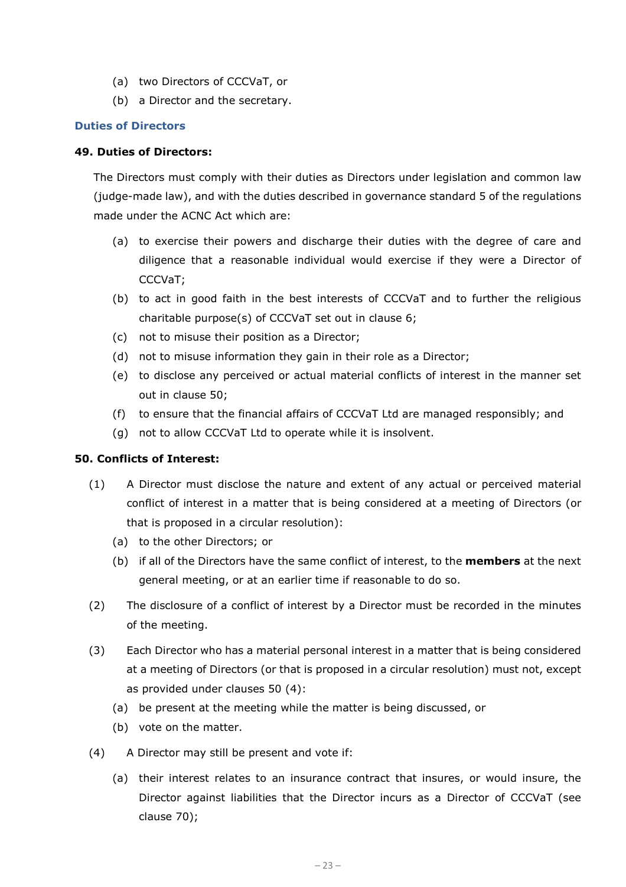(a) two Directors of CCCVaT, or

(b) a Director and the secretary.

## Duties of Directors

### 49. Duties of Directors:

The Directors must comply with their duties as Directors under legislation and common law (judge-made law), and with the duties described in governance standard 5 of the regulations made under the ACNC Act which are:

(a) to exercise their powers and discharge their duties with the degree of care and diligence that a reasonable individual would exercise if they were a Director of CCCVaT;

(b) to act in good faith in the best interests of CCCVaT and to further the religious charitable purpose(s) of CCCVaT set out in clause 6;

(c) not to misuse their position as a Director;

(d) not to misuse information they gain in their role as a Director;

(e) to disclose any perceived or actual material conflicts of interest in the manner set out in clause 50;

(f) to ensure that the financial affairs of CCCVaT Ltd are managed responsibly; and

(g) not to allow CCCVaT Ltd to operate while it is insolvent.

### 50. Conflicts of Interest:

(1) A Director must disclose the nature and extent of any actual or perceived material conflict of interest in a matter that is being considered at a meeting of Directors (or that is proposed in a circular resolution):

(a) to the other Directors; or

(b) if all of the Directors have the same conflict of interest, to the **members** at the next general meeting, or at an earlier time if reasonable to do so.

(2) The disclosure of a conflict of interest by a Director must be recorded in the minutes of the meeting.

(3) Each Director who has a material personal interest in a matter that is being considered at a meeting of Directors (or that is proposed in a circular resolution) must not, except as provided under clauses 50 (4):

(a) be present at the meeting while the matter is being discussed, or

(b) vote on the matter.

(4) A Director may still be present and vote if:

(a) their interest relates to an insurance contract that insures, or would insure, the Director against liabilities that the Director incurs as a Director of CCCVaT (see clause 70);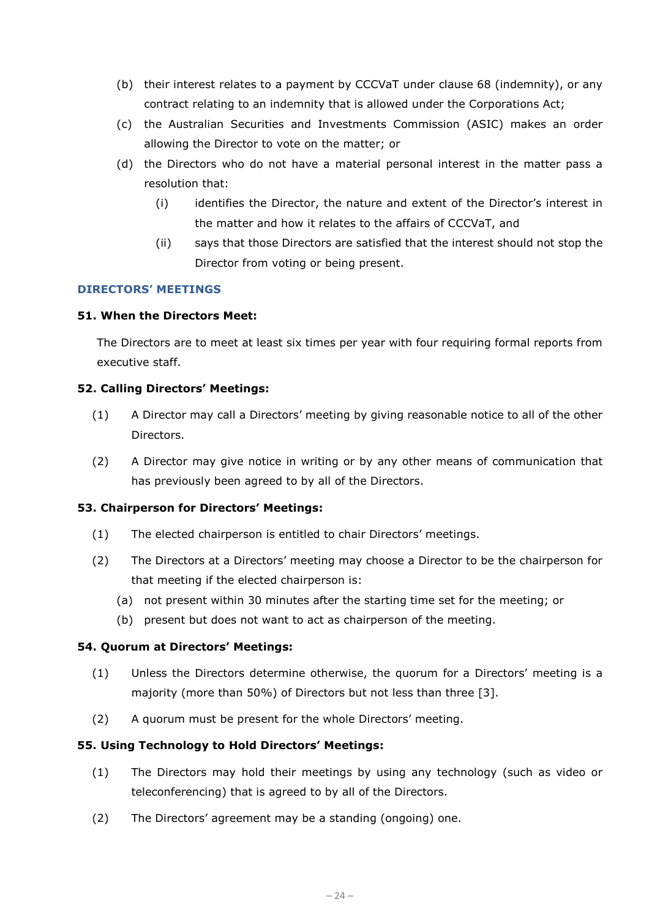(b) their interest relates to a payment by CCCVaT under clause 68 (indemnity), or any contract relating to an indemnity that is allowed under the Corporations Act;

(c) the Australian Securities and Investments Commission (ASIC) makes an order allowing the Director to vote on the matter; or

(d) the Directors who do not have a material personal interest in the matter pass a resolution that:

   (i) identifies the Director, the nature and extent of the Director's interest in the matter and how it relates to the affairs of CCCVaT, and

   (ii) says that those Directors are satisfied that the interest should not stop the Director from voting or being present.

## DIRECTORS' MEETINGS

### 51. When the Directors Meet:

The Directors are to meet at least six times per year with four requiring formal reports from executive staff.

### 52. Calling Directors' Meetings:

(1) A Director may call a Directors' meeting by giving reasonable notice to all of the other Directors.

(2) A Director may give notice in writing or by any other means of communication that has previously been agreed to by all of the Directors.

### 53. Chairperson for Directors' Meetings:

(1) The elected chairperson is entitled to chair Directors' meetings.

(2) The Directors at a Directors' meeting may choose a Director to be the chairperson for that meeting if the elected chairperson is:

   (a) not present within 30 minutes after the starting time set for the meeting; or

   (b) present but does not want to act as chairperson of the meeting.

### 54. Quorum at Directors' Meetings:

(1) Unless the Directors determine otherwise, the quorum for a Directors' meeting is a majority (more than 50%) of Directors but not less than three [3].

(2) A quorum must be present for the whole Directors' meeting.

### 55. Using Technology to Hold Directors' Meetings:

(1) The Directors may hold their meetings by using any technology (such as video or teleconferencing) that is agreed to by all of the Directors.

(2) The Directors' agreement may be a standing (ongoing) one.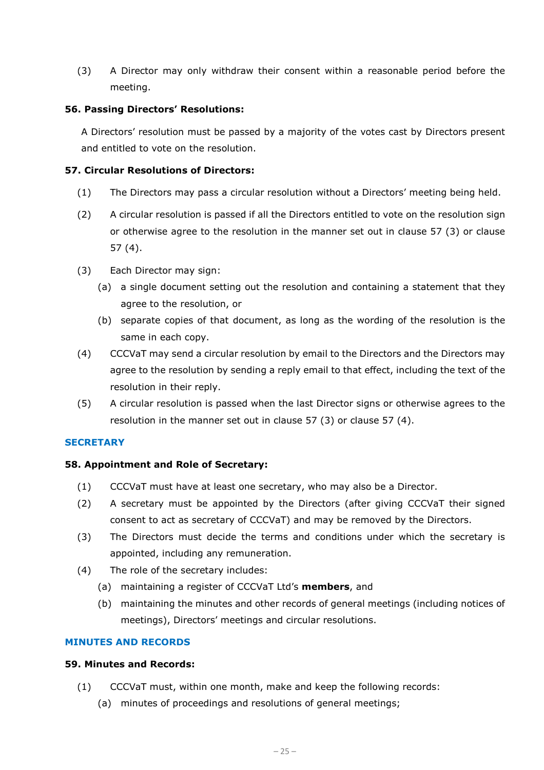(3) A Director may only withdraw their consent within a reasonable period before the meeting.

**56. Passing Directors' Resolutions:**

A Directors' resolution must be passed by a majority of the votes cast by Directors present and entitled to vote on the resolution.

**57. Circular Resolutions of Directors:**

(1) The Directors may pass a circular resolution without a Directors' meeting being held.

(2) A circular resolution is passed if all the Directors entitled to vote on the resolution sign or otherwise agree to the resolution in the manner set out in clause 57 (3) or clause 57 (4).

(3) Each Director may sign:

- (a) a single document setting out the resolution and containing a statement that they agree to the resolution, or
- (b) separate copies of that document, as long as the wording of the resolution is the same in each copy.

(4) CCCVaT may send a circular resolution by email to the Directors and the Directors may agree to the resolution by sending a reply email to that effect, including the text of the resolution in their reply.

(5) A circular resolution is passed when the last Director signs or otherwise agrees to the resolution in the manner set out in clause 57 (3) or clause 57 (4).

## SECRETARY

**58. Appointment and Role of Secretary:**

(1) CCCVaT must have at least one secretary, who may also be a Director.

(2) A secretary must be appointed by the Directors (after giving CCCVaT their signed consent to act as secretary of CCCVaT) and may be removed by the Directors.

(3) The Directors must decide the terms and conditions under which the secretary is appointed, including any remuneration.

(4) The role of the secretary includes:

- (a) maintaining a register of CCCVaT Ltd's **members**, and
- (b) maintaining the minutes and other records of general meetings (including notices of meetings), Directors' meetings and circular resolutions.

## MINUTES AND RECORDS

**59. Minutes and Records:**

(1) CCCVaT must, within one month, make and keep the following records:

- (a) minutes of proceedings and resolutions of general meetings;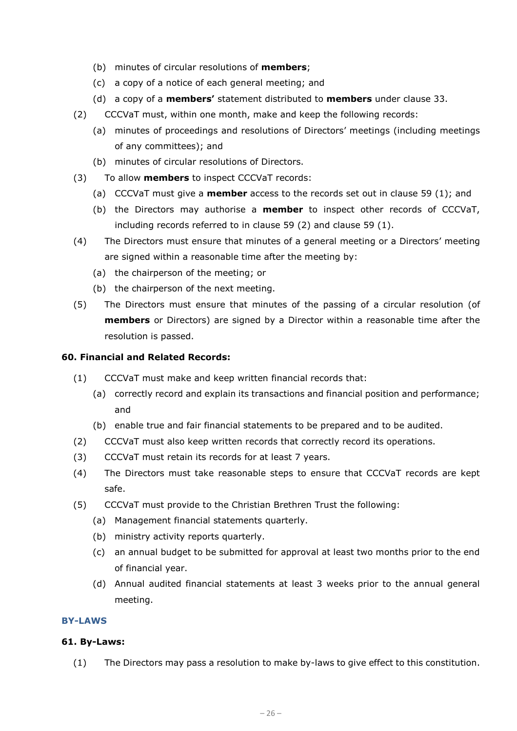(b) minutes of circular resolutions of **members**;

(c) a copy of a notice of each general meeting; and

(d) a copy of a **members'** statement distributed to **members** under clause 33.

(2) CCCVaT must, within one month, make and keep the following records:

(a) minutes of proceedings and resolutions of Directors' meetings (including meetings of any committees); and

(b) minutes of circular resolutions of Directors.

(3) To allow **members** to inspect CCCVaT records:

(a) CCCVaT must give a **member** access to the records set out in clause 59 (1); and

(b) the Directors may authorise a **member** to inspect other records of CCCVaT, including records referred to in clause 59 (2) and clause 59 (1).

(4) The Directors must ensure that minutes of a general meeting or a Directors' meeting are signed within a reasonable time after the meeting by:

(a) the chairperson of the meeting; or

(b) the chairperson of the next meeting.

(5) The Directors must ensure that minutes of the passing of a circular resolution (of **members** or Directors) are signed by a Director within a reasonable time after the resolution is passed.

**60. Financial and Related Records:**

(1) CCCVaT must make and keep written financial records that:

(a) correctly record and explain its transactions and financial position and performance; and

(b) enable true and fair financial statements to be prepared and to be audited.

(2) CCCVaT must also keep written records that correctly record its operations.

(3) CCCVaT must retain its records for at least 7 years.

(4) The Directors must take reasonable steps to ensure that CCCVaT records are kept safe.

(5) CCCVaT must provide to the Christian Brethren Trust the following:

(a) Management financial statements quarterly.

(b) ministry activity reports quarterly.

(c) an annual budget to be submitted for approval at least two months prior to the end of financial year.

(d) Annual audited financial statements at least 3 weeks prior to the annual general meeting.

## BY-LAWS

**61. By-Laws:**

(1) The Directors may pass a resolution to make by-laws to give effect to this constitution.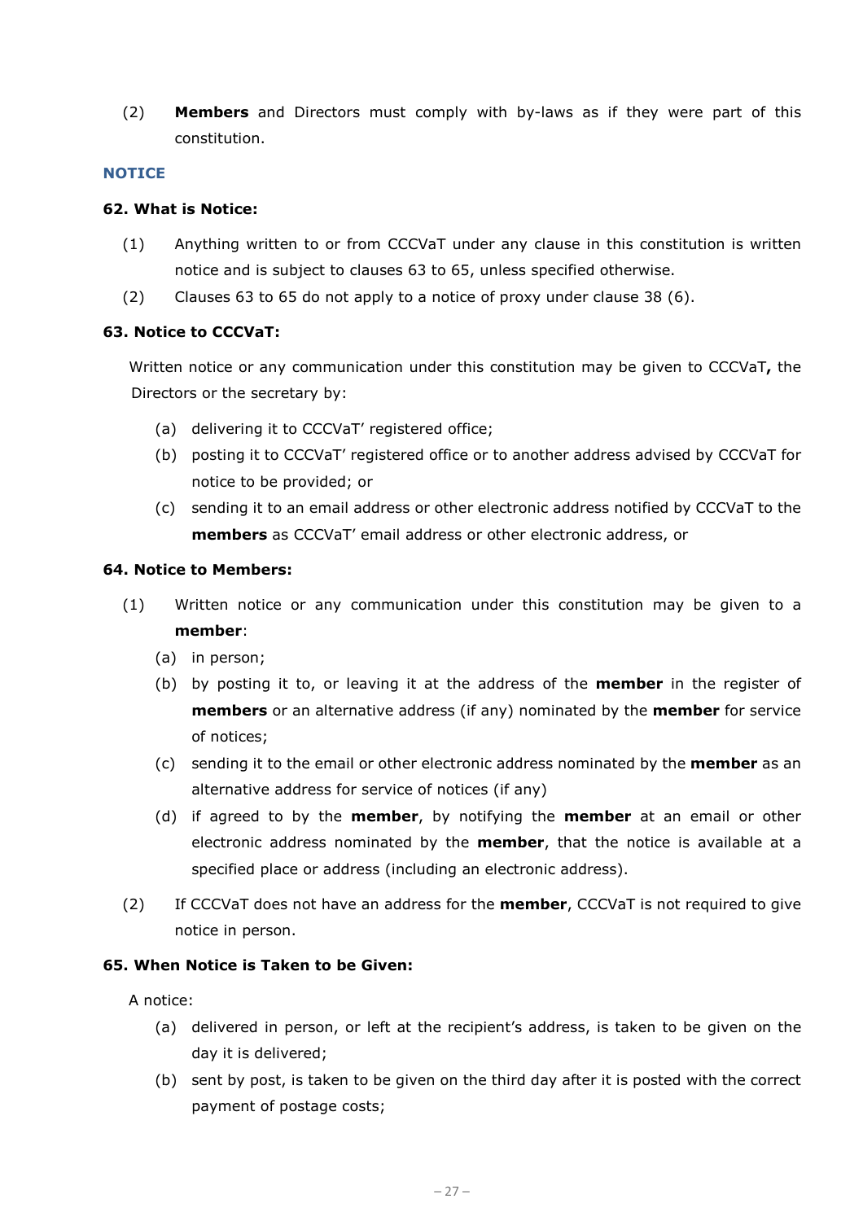(2) **Members** and Directors must comply with by-laws as if they were part of this constitution.

## NOTICE

### 62. What is Notice:

(1) Anything written to or from CCCVaT under any clause in this constitution is written notice and is subject to clauses 63 to 65, unless specified otherwise.

(2) Clauses 63 to 65 do not apply to a notice of proxy under clause 38 (6).

### 63. Notice to CCCVaT:

Written notice or any communication under this constitution may be given to CCCVaT**,** the Directors or the secretary by:

(a) delivering it to CCCVaT' registered office;

(b) posting it to CCCVaT' registered office or to another address advised by CCCVaT for notice to be provided; or

(c) sending it to an email address or other electronic address notified by CCCVaT to the **members** as CCCVaT' email address or other electronic address, or

### 64. Notice to Members:

(1) Written notice or any communication under this constitution may be given to a **member**:

(a) in person;

(b) by posting it to, or leaving it at the address of the **member** in the register of **members** or an alternative address (if any) nominated by the **member** for service of notices;

(c) sending it to the email or other electronic address nominated by the **member** as an alternative address for service of notices (if any)

(d) if agreed to by the **member**, by notifying the **member** at an email or other electronic address nominated by the **member**, that the notice is available at a specified place or address (including an electronic address).

(2) If CCCVaT does not have an address for the **member**, CCCVaT is not required to give notice in person.

### 65. When Notice is Taken to be Given:

A notice:

(a) delivered in person, or left at the recipient's address, is taken to be given on the day it is delivered;

(b) sent by post, is taken to be given on the third day after it is posted with the correct payment of postage costs;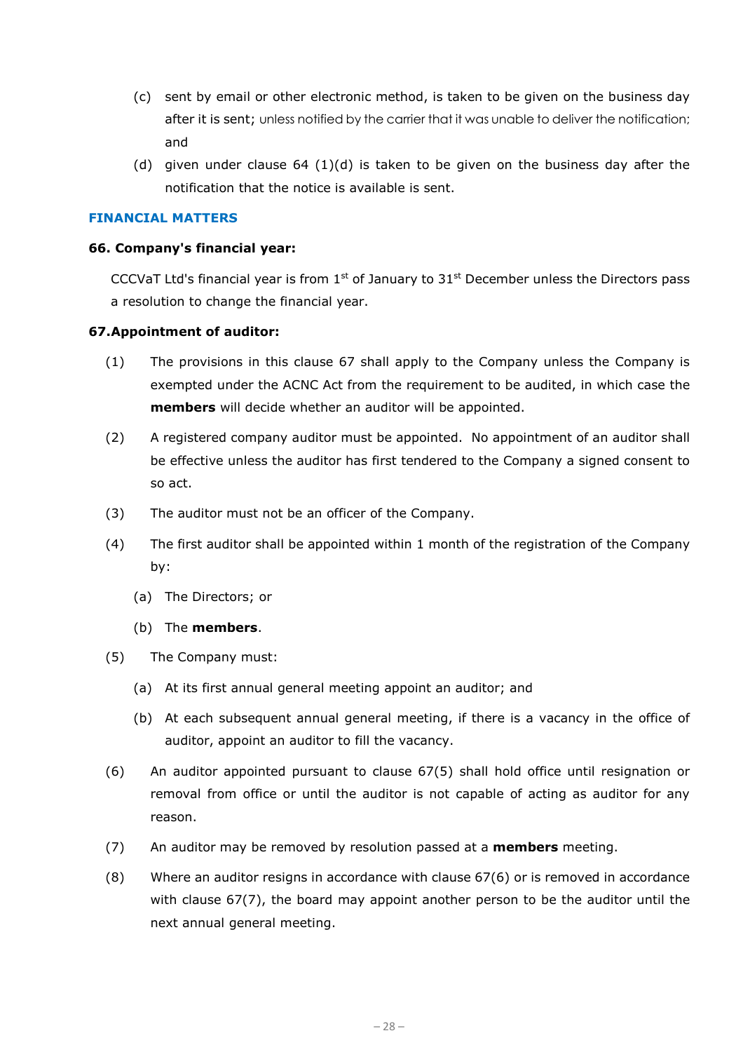(c) sent by email or other electronic method, is taken to be given on the business day after it is sent; unless notified by the carrier that it was unable to deliver the notification; and

(d) given under clause 64 (1)(d) is taken to be given on the business day after the notification that the notice is available is sent.

## FINANCIAL MATTERS

### 66. Company's financial year:

CCCVaT Ltd's financial year is from 1st of January to 31st December unless the Directors pass a resolution to change the financial year.

### 67. Appointment of auditor:

(1) The provisions in this clause 67 shall apply to the Company unless the Company is exempted under the ACNC Act from the requirement to be audited, in which case the **members** will decide whether an auditor will be appointed.

(2) A registered company auditor must be appointed. No appointment of an auditor shall be effective unless the auditor has first tendered to the Company a signed consent to so act.

(3) The auditor must not be an officer of the Company.

(4) The first auditor shall be appointed within 1 month of the registration of the Company by:

(a) The Directors; or

(b) The **members**.

(5) The Company must:

(a) At its first annual general meeting appoint an auditor; and

(b) At each subsequent annual general meeting, if there is a vacancy in the office of auditor, appoint an auditor to fill the vacancy.

(6) An auditor appointed pursuant to clause 67(5) shall hold office until resignation or removal from office or until the auditor is not capable of acting as auditor for any reason.

(7) An auditor may be removed by resolution passed at a **members** meeting.

(8) Where an auditor resigns in accordance with clause 67(6) or is removed in accordance with clause 67(7), the board may appoint another person to be the auditor until the next annual general meeting.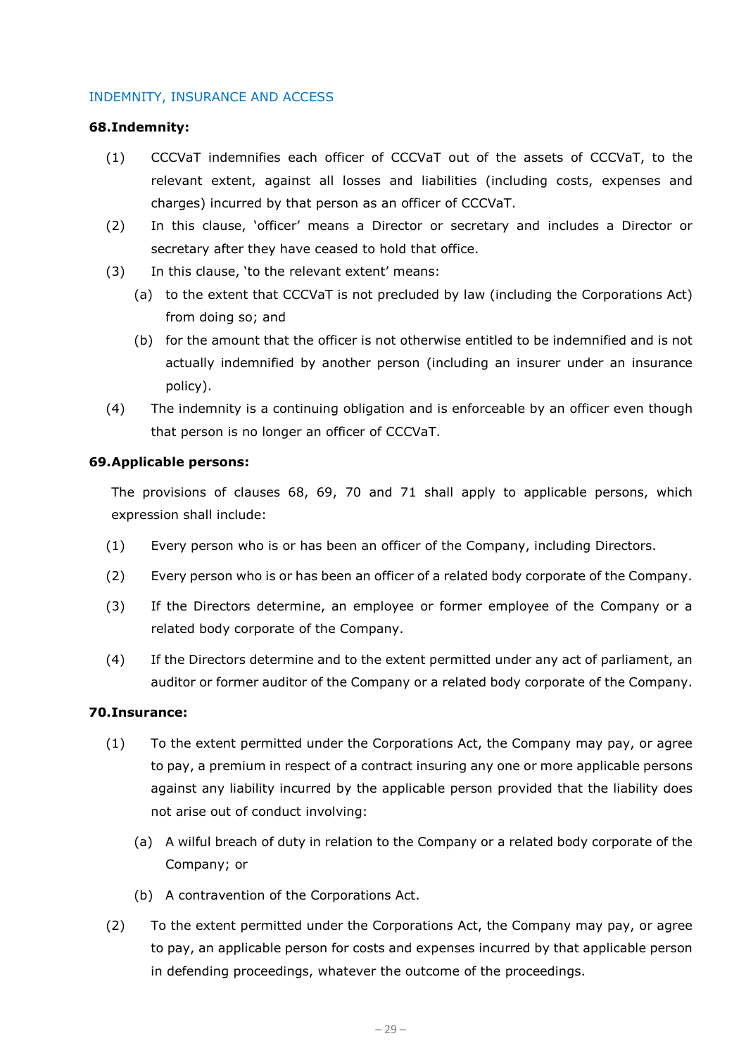## INDEMNITY, INSURANCE AND ACCESS

### 68. Indemnity:

(1) CCCVaT indemnifies each officer of CCCVaT out of the assets of CCCVaT, to the relevant extent, against all losses and liabilities (including costs, expenses and charges) incurred by that person as an officer of CCCVaT.

(2) In this clause, 'officer' means a Director or secretary and includes a Director or secretary after they have ceased to hold that office.

(3) In this clause, 'to the relevant extent' means:

- (a) to the extent that CCCVaT is not precluded by law (including the Corporations Act) from doing so; and
- (b) for the amount that the officer is not otherwise entitled to be indemnified and is not actually indemnified by another person (including an insurer under an insurance policy).

(4) The indemnity is a continuing obligation and is enforceable by an officer even though that person is no longer an officer of CCCVaT.

### 69. Applicable persons:

The provisions of clauses 68, 69, 70 and 71 shall apply to applicable persons, which expression shall include:

(1) Every person who is or has been an officer of the Company, including Directors.

(2) Every person who is or has been an officer of a related body corporate of the Company.

(3) If the Directors determine, an employee or former employee of the Company or a related body corporate of the Company.

(4) If the Directors determine and to the extent permitted under any act of parliament, an auditor or former auditor of the Company or a related body corporate of the Company.

### 70. Insurance:

(1) To the extent permitted under the Corporations Act, the Company may pay, or agree to pay, a premium in respect of a contract insuring any one or more applicable persons against any liability incurred by the applicable person provided that the liability does not arise out of conduct involving:

- (a) A wilful breach of duty in relation to the Company or a related body corporate of the Company; or
- (b) A contravention of the Corporations Act.

(2) To the extent permitted under the Corporations Act, the Company may pay, or agree to pay, an applicable person for costs and expenses incurred by that applicable person in defending proceedings, whatever the outcome of the proceedings.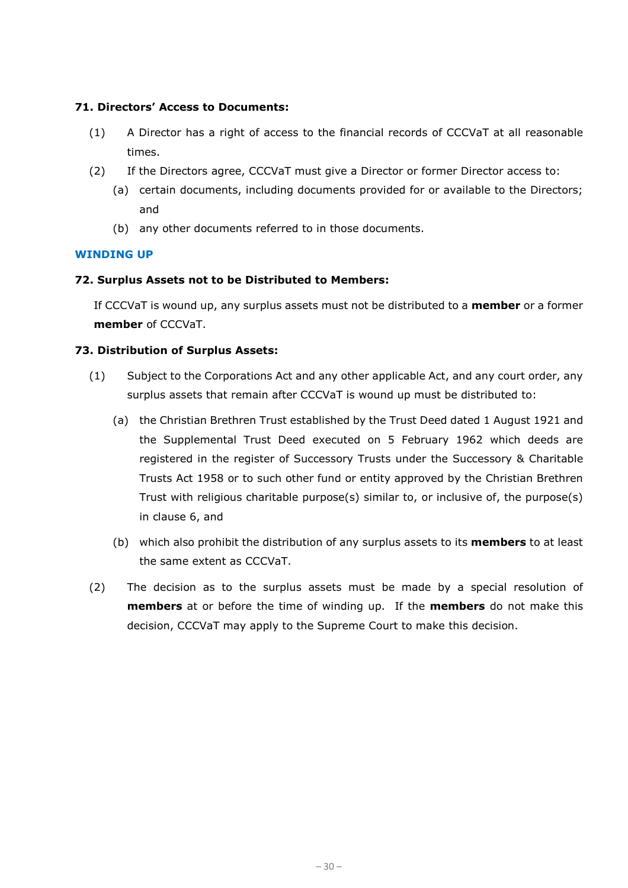**71. Directors' Access to Documents:**

(1) A Director has a right of access to the financial records of CCCVaT at all reasonable times.

(2) If the Directors agree, CCCVaT must give a Director or former Director access to:

  (a) certain documents, including documents provided for or available to the Directors; and

  (b) any other documents referred to in those documents.

## WINDING UP

**72. Surplus Assets not to be Distributed to Members:**

If CCCVaT is wound up, any surplus assets must not be distributed to a **member** or a former **member** of CCCVaT.

**73. Distribution of Surplus Assets:**

(1) Subject to the Corporations Act and any other applicable Act, and any court order, any surplus assets that remain after CCCVaT is wound up must be distributed to:

  (a) the Christian Brethren Trust established by the Trust Deed dated 1 August 1921 and the Supplemental Trust Deed executed on 5 February 1962 which deeds are registered in the register of Successory Trusts under the Successory & Charitable Trusts Act 1958 or to such other fund or entity approved by the Christian Brethren Trust with religious charitable purpose(s) similar to, or inclusive of, the purpose(s) in clause 6, and

  (b) which also prohibit the distribution of any surplus assets to its **members** to at least the same extent as CCCVaT.

(2) The decision as to the surplus assets must be made by a special resolution of **members** at or before the time of winding up. If the **members** do not make this decision, CCCVaT may apply to the Supreme Court to make this decision.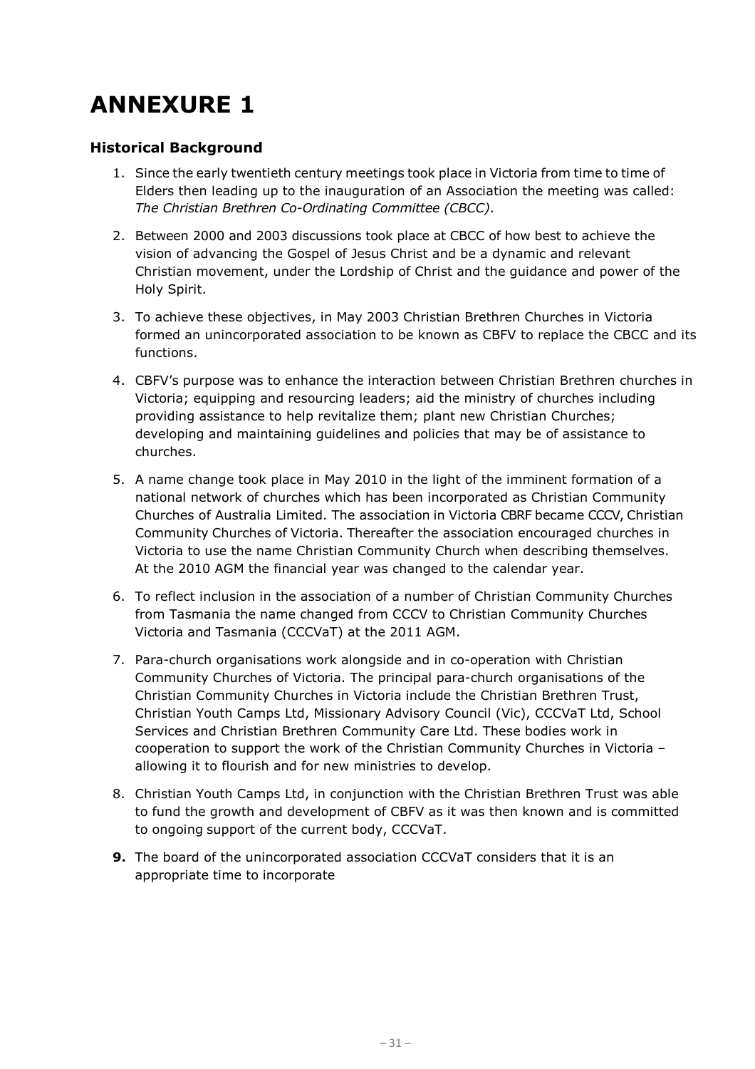# ANNEXURE 1

### Historical Background

1. Since the early twentieth century meetings took place in Victoria from time to time of Elders then leading up to the inauguration of an Association the meeting was called: *The Christian Brethren Co-Ordinating Committee (CBCC)*.
2. Between 2000 and 2003 discussions took place at CBCC of how best to achieve the vision of advancing the Gospel of Jesus Christ and be a dynamic and relevant Christian movement, under the Lordship of Christ and the guidance and power of the Holy Spirit.
3. To achieve these objectives, in May 2003 Christian Brethren Churches in Victoria formed an unincorporated association to be known as CBFV to replace the CBCC and its functions.
4. CBFV's purpose was to enhance the interaction between Christian Brethren churches in Victoria; equipping and resourcing leaders; aid the ministry of churches including providing assistance to help revitalize them; plant new Christian Churches; developing and maintaining guidelines and policies that may be of assistance to churches.
5. A name change took place in May 2010 in the light of the imminent formation of a national network of churches which has been incorporated as Christian Community Churches of Australia Limited. The association in Victoria CBRF became CCCV, Christian Community Churches of Victoria. Thereafter the association encouraged churches in Victoria to use the name Christian Community Church when describing themselves. At the 2010 AGM the financial year was changed to the calendar year.
6. To reflect inclusion in the association of a number of Christian Community Churches from Tasmania the name changed from CCCV to Christian Community Churches Victoria and Tasmania (CCCVaT) at the 2011 AGM.
7. Para-church organisations work alongside and in co-operation with Christian Community Churches of Victoria. The principal para-church organisations of the Christian Community Churches in Victoria include the Christian Brethren Trust, Christian Youth Camps Ltd, Missionary Advisory Council (Vic), CCCVaT Ltd, School Services and Christian Brethren Community Care Ltd. These bodies work in cooperation to support the work of the Christian Community Churches in Victoria – allowing it to flourish and for new ministries to develop.
8. Christian Youth Camps Ltd, in conjunction with the Christian Brethren Trust was able to fund the growth and development of CBFV as it was then known and is committed to ongoing support of the current body, CCCVaT.
9. The board of the unincorporated association CCCVaT considers that it is an appropriate time to incorporate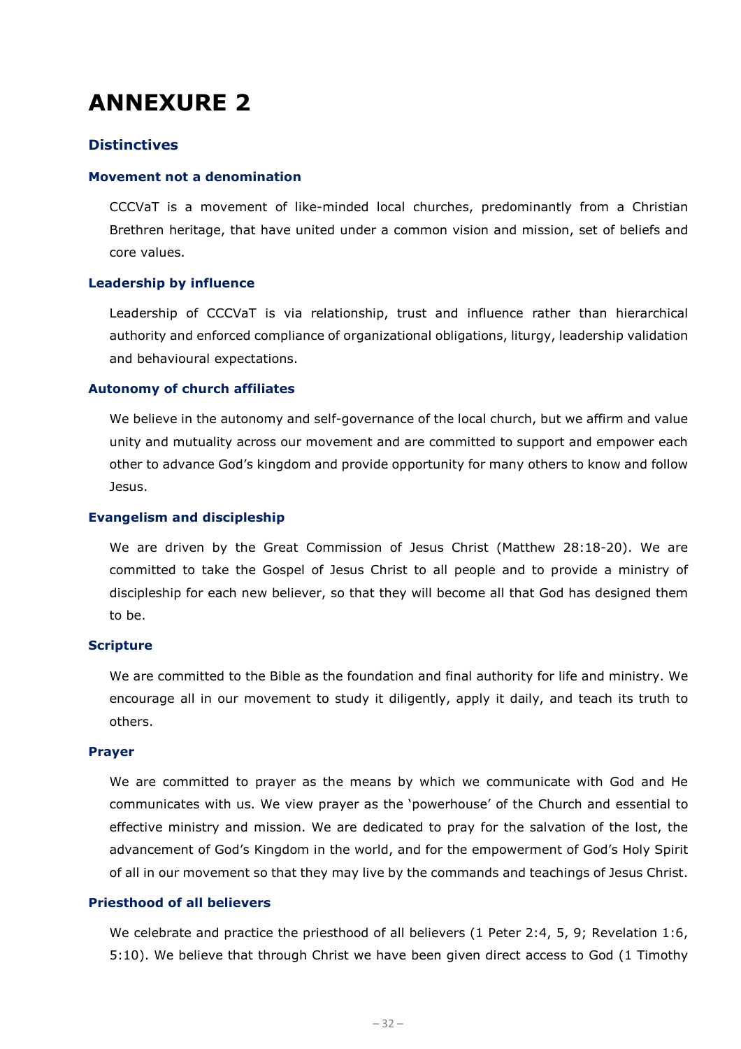# ANNEXURE 2

## Distinctives

### Movement not a denomination

CCCVaT is a movement of like-minded local churches, predominantly from a Christian Brethren heritage, that have united under a common vision and mission, set of beliefs and core values.

### Leadership by influence

Leadership of CCCVaT is via relationship, trust and influence rather than hierarchical authority and enforced compliance of organizational obligations, liturgy, leadership validation and behavioural expectations.

### Autonomy of church affiliates

We believe in the autonomy and self-governance of the local church, but we affirm and value unity and mutuality across our movement and are committed to support and empower each other to advance God's kingdom and provide opportunity for many others to know and follow Jesus.

### Evangelism and discipleship

We are driven by the Great Commission of Jesus Christ (Matthew 28:18-20). We are committed to take the Gospel of Jesus Christ to all people and to provide a ministry of discipleship for each new believer, so that they will become all that God has designed them to be.

### Scripture

We are committed to the Bible as the foundation and final authority for life and ministry. We encourage all in our movement to study it diligently, apply it daily, and teach its truth to others.

### Prayer

We are committed to prayer as the means by which we communicate with God and He communicates with us. We view prayer as the 'powerhouse' of the Church and essential to effective ministry and mission. We are dedicated to pray for the salvation of the lost, the advancement of God's Kingdom in the world, and for the empowerment of God's Holy Spirit of all in our movement so that they may live by the commands and teachings of Jesus Christ.

### Priesthood of all believers

We celebrate and practice the priesthood of all believers (1 Peter 2:4, 5, 9; Revelation 1:6, 5:10). We believe that through Christ we have been given direct access to God (1 Timothy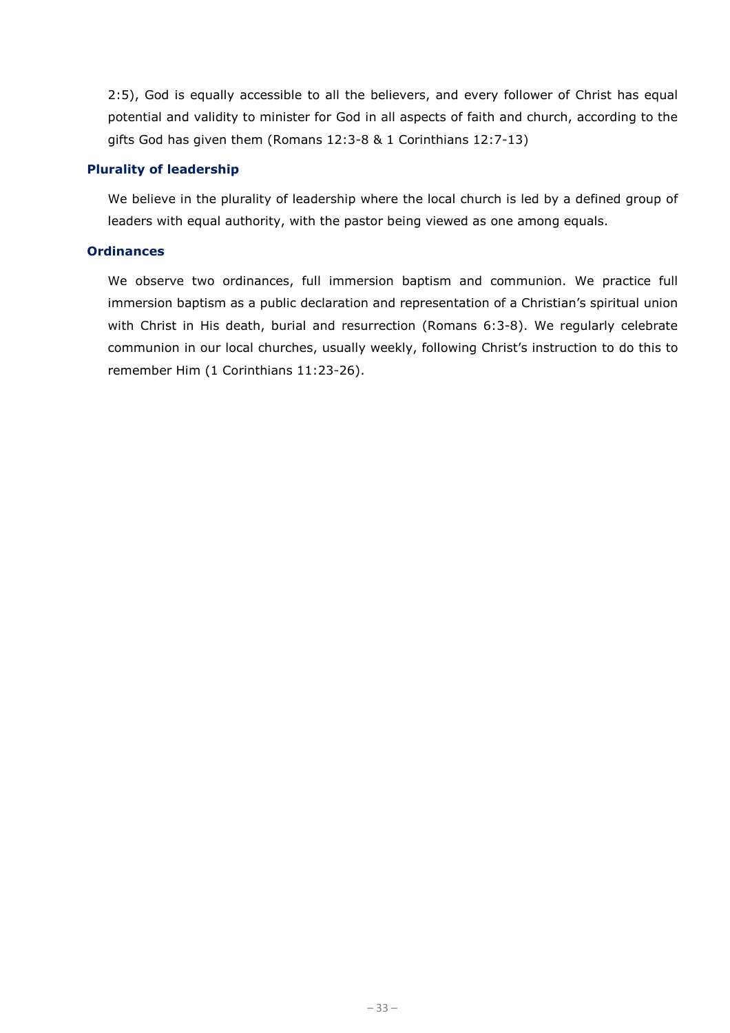2:5), God is equally accessible to all the believers, and every follower of Christ has equal potential and validity to minister for God in all aspects of faith and church, according to the gifts God has given them (Romans 12:3-8 & 1 Corinthians 12:7-13)

### Plurality of leadership

We believe in the plurality of leadership where the local church is led by a defined group of leaders with equal authority, with the pastor being viewed as one among equals.

### Ordinances

We observe two ordinances, full immersion baptism and communion. We practice full immersion baptism as a public declaration and representation of a Christian's spiritual union with Christ in His death, burial and resurrection (Romans 6:3-8). We regularly celebrate communion in our local churches, usually weekly, following Christ's instruction to do this to remember Him (1 Corinthians 11:23-26).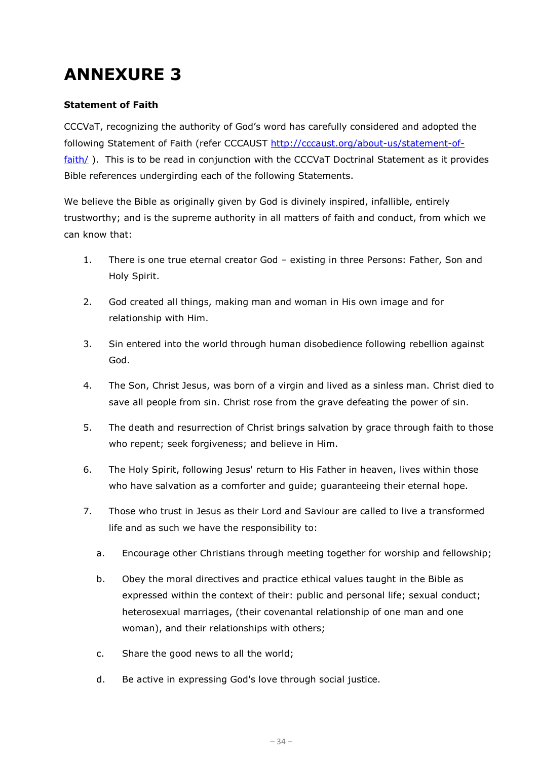# ANNEXURE 3

**Statement of Faith**

CCCVaT, recognizing the authority of God's word has carefully considered and adopted the following Statement of Faith (refer CCCAUST [http://cccaust.org/about-us/statement-of-faith/](http://cccaust.org/about-us/statement-of-faith/) ). This is to be read in conjunction with the CCCVaT Doctrinal Statement as it provides Bible references undergirding each of the following Statements.

We believe the Bible as originally given by God is divinely inspired, infallible, entirely trustworthy; and is the supreme authority in all matters of faith and conduct, from which we can know that:

1. There is one true eternal creator God – existing in three Persons: Father, Son and Holy Spirit.
2. God created all things, making man and woman in His own image and for relationship with Him.
3. Sin entered into the world through human disobedience following rebellion against God.
4. The Son, Christ Jesus, was born of a virgin and lived as a sinless man. Christ died to save all people from sin. Christ rose from the grave defeating the power of sin.
5. The death and resurrection of Christ brings salvation by grace through faith to those who repent; seek forgiveness; and believe in Him.
6. The Holy Spirit, following Jesus' return to His Father in heaven, lives within those who have salvation as a comforter and guide; guaranteeing their eternal hope.
7. Those who trust in Jesus as their Lord and Saviour are called to live a transformed life and as such we have the responsibility to:
   a. Encourage other Christians through meeting together for worship and fellowship;
   b. Obey the moral directives and practice ethical values taught in the Bible as expressed within the context of their: public and personal life; sexual conduct; heterosexual marriages, (their covenantal relationship of one man and one woman), and their relationships with others;
   c. Share the good news to all the world;
   d. Be active in expressing God's love through social justice.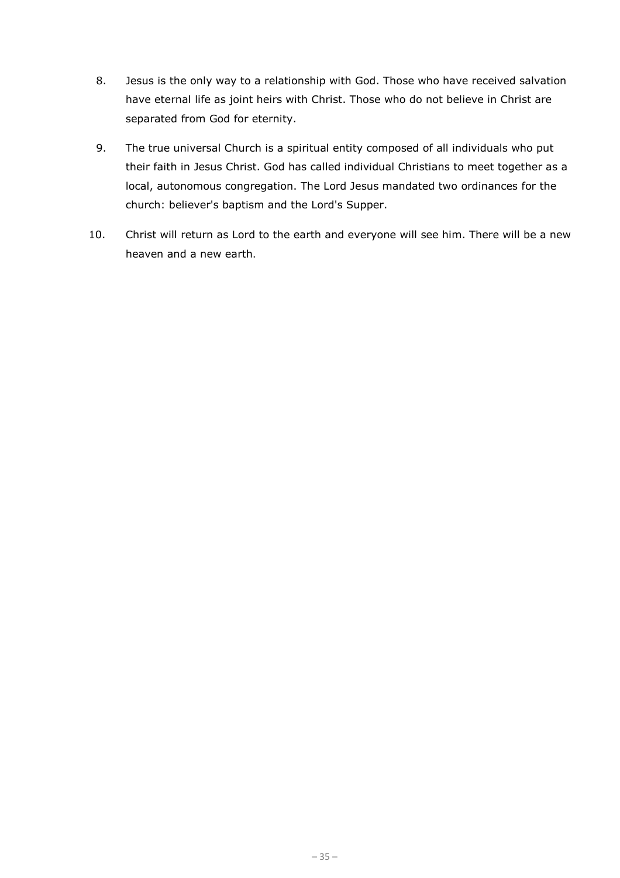8. Jesus is the only way to a relationship with God. Those who have received salvation have eternal life as joint heirs with Christ. Those who do not believe in Christ are separated from God for eternity.
9. The true universal Church is a spiritual entity composed of all individuals who put their faith in Jesus Christ. God has called individual Christians to meet together as a local, autonomous congregation. The Lord Jesus mandated two ordinances for the church: believer's baptism and the Lord's Supper.
10. Christ will return as Lord to the earth and everyone will see him. There will be a new heaven and a new earth.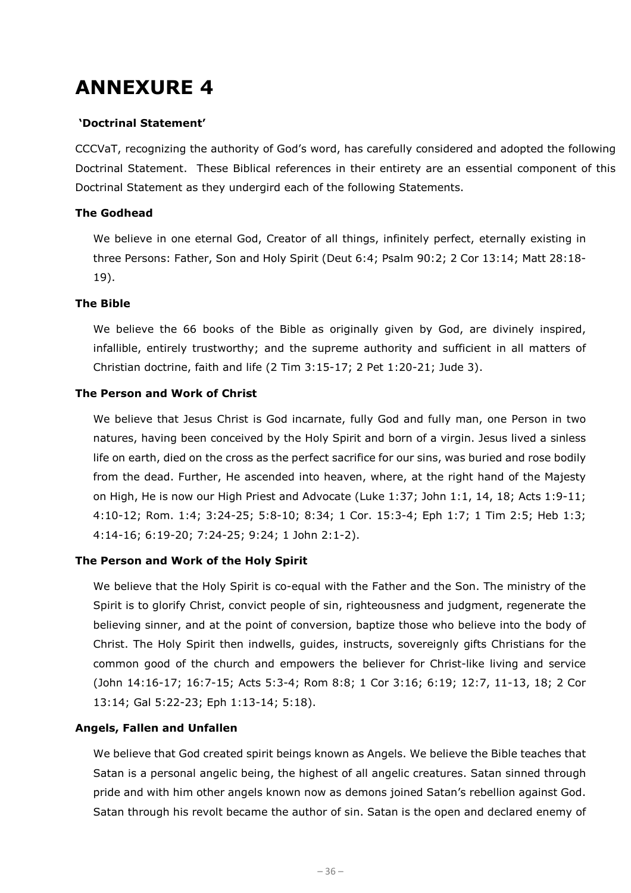# ANNEXURE 4

**'Doctrinal Statement'**

CCCVaT, recognizing the authority of God's word, has carefully considered and adopted the following Doctrinal Statement. These Biblical references in their entirety are an essential component of this Doctrinal Statement as they undergird each of the following Statements.

### The Godhead

We believe in one eternal God, Creator of all things, infinitely perfect, eternally existing in three Persons: Father, Son and Holy Spirit (Deut 6:4; Psalm 90:2; 2 Cor 13:14; Matt 28:18-19).

### The Bible

We believe the 66 books of the Bible as originally given by God, are divinely inspired, infallible, entirely trustworthy; and the supreme authority and sufficient in all matters of Christian doctrine, faith and life (2 Tim 3:15-17; 2 Pet 1:20-21; Jude 3).

### The Person and Work of Christ

We believe that Jesus Christ is God incarnate, fully God and fully man, one Person in two natures, having been conceived by the Holy Spirit and born of a virgin. Jesus lived a sinless life on earth, died on the cross as the perfect sacrifice for our sins, was buried and rose bodily from the dead. Further, He ascended into heaven, where, at the right hand of the Majesty on High, He is now our High Priest and Advocate (Luke 1:37; John 1:1, 14, 18; Acts 1:9-11; 4:10-12; Rom. 1:4; 3:24-25; 5:8-10; 8:34; 1 Cor. 15:3-4; Eph 1:7; 1 Tim 2:5; Heb 1:3; 4:14-16; 6:19-20; 7:24-25; 9:24; 1 John 2:1-2).

### The Person and Work of the Holy Spirit

We believe that the Holy Spirit is co-equal with the Father and the Son. The ministry of the Spirit is to glorify Christ, convict people of sin, righteousness and judgment, regenerate the believing sinner, and at the point of conversion, baptize those who believe into the body of Christ. The Holy Spirit then indwells, guides, instructs, sovereignly gifts Christians for the common good of the church and empowers the believer for Christ-like living and service (John 14:16-17; 16:7-15; Acts 5:3-4; Rom 8:8; 1 Cor 3:16; 6:19; 12:7, 11-13, 18; 2 Cor 13:14; Gal 5:22-23; Eph 1:13-14; 5:18).

### Angels, Fallen and Unfallen

We believe that God created spirit beings known as Angels. We believe the Bible teaches that Satan is a personal angelic being, the highest of all angelic creatures. Satan sinned through pride and with him other angels known now as demons joined Satan's rebellion against God. Satan through his revolt became the author of sin. Satan is the open and declared enemy of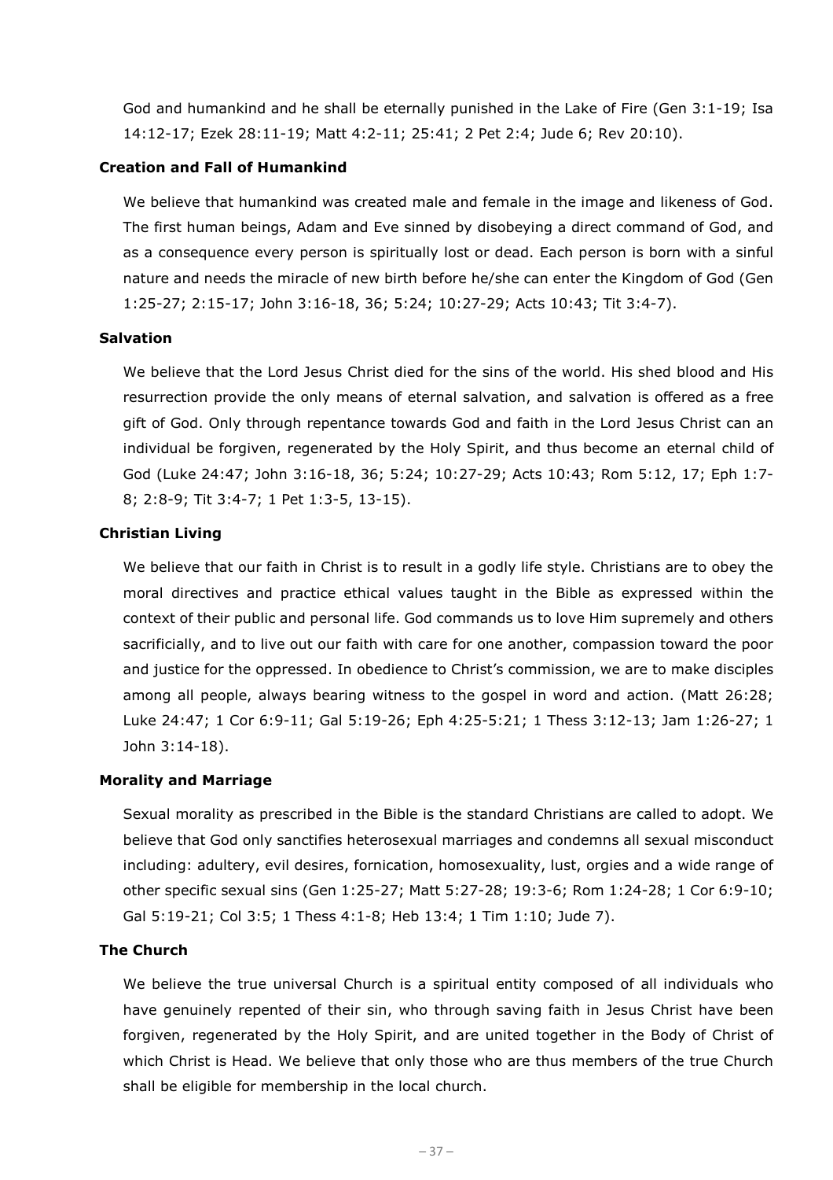God and humankind and he shall be eternally punished in the Lake of Fire (Gen 3:1-19; Isa 14:12-17; Ezek 28:11-19; Matt 4:2-11; 25:41; 2 Pet 2:4; Jude 6; Rev 20:10).

**Creation and Fall of Humankind**

We believe that humankind was created male and female in the image and likeness of God. The first human beings, Adam and Eve sinned by disobeying a direct command of God, and as a consequence every person is spiritually lost or dead. Each person is born with a sinful nature and needs the miracle of new birth before he/she can enter the Kingdom of God (Gen 1:25-27; 2:15-17; John 3:16-18, 36; 5:24; 10:27-29; Acts 10:43; Tit 3:4-7).

**Salvation**

We believe that the Lord Jesus Christ died for the sins of the world. His shed blood and His resurrection provide the only means of eternal salvation, and salvation is offered as a free gift of God. Only through repentance towards God and faith in the Lord Jesus Christ can an individual be forgiven, regenerated by the Holy Spirit, and thus become an eternal child of God (Luke 24:47; John 3:16-18, 36; 5:24; 10:27-29; Acts 10:43; Rom 5:12, 17; Eph 1:7-8; 2:8-9; Tit 3:4-7; 1 Pet 1:3-5, 13-15).

**Christian Living**

We believe that our faith in Christ is to result in a godly life style. Christians are to obey the moral directives and practice ethical values taught in the Bible as expressed within the context of their public and personal life. God commands us to love Him supremely and others sacrificially, and to live out our faith with care for one another, compassion toward the poor and justice for the oppressed. In obedience to Christ's commission, we are to make disciples among all people, always bearing witness to the gospel in word and action. (Matt 26:28; Luke 24:47; 1 Cor 6:9-11; Gal 5:19-26; Eph 4:25-5:21; 1 Thess 3:12-13; Jam 1:26-27; 1 John 3:14-18).

**Morality and Marriage**

Sexual morality as prescribed in the Bible is the standard Christians are called to adopt. We believe that God only sanctifies heterosexual marriages and condemns all sexual misconduct including: adultery, evil desires, fornication, homosexuality, lust, orgies and a wide range of other specific sexual sins (Gen 1:25-27; Matt 5:27-28; 19:3-6; Rom 1:24-28; 1 Cor 6:9-10; Gal 5:19-21; Col 3:5; 1 Thess 4:1-8; Heb 13:4; 1 Tim 1:10; Jude 7).

**The Church**

We believe the true universal Church is a spiritual entity composed of all individuals who have genuinely repented of their sin, who through saving faith in Jesus Christ have been forgiven, regenerated by the Holy Spirit, and are united together in the Body of Christ of which Christ is Head. We believe that only those who are thus members of the true Church shall be eligible for membership in the local church.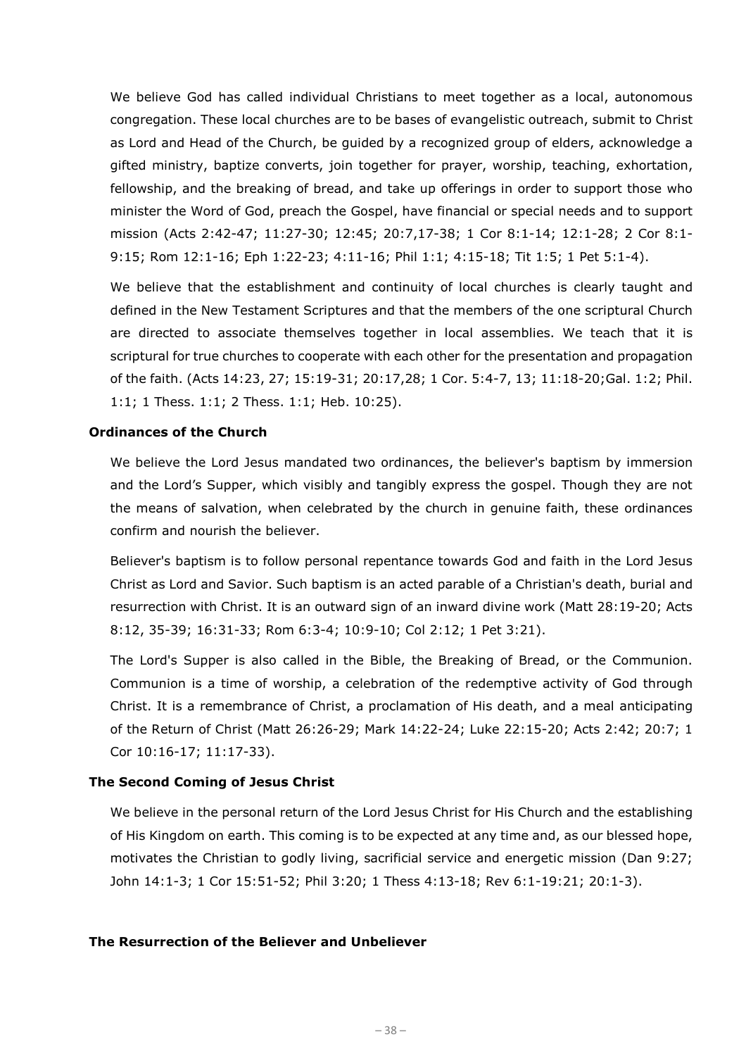We believe God has called individual Christians to meet together as a local, autonomous congregation. These local churches are to be bases of evangelistic outreach, submit to Christ as Lord and Head of the Church, be guided by a recognized group of elders, acknowledge a gifted ministry, baptize converts, join together for prayer, worship, teaching, exhortation, fellowship, and the breaking of bread, and take up offerings in order to support those who minister the Word of God, preach the Gospel, have financial or special needs and to support mission (Acts 2:42-47; 11:27-30; 12:45; 20:7,17-38; 1 Cor 8:1-14; 12:1-28; 2 Cor 8:1-9:15; Rom 12:1-16; Eph 1:22-23; 4:11-16; Phil 1:1; 4:15-18; Tit 1:5; 1 Pet 5:1-4).

We believe that the establishment and continuity of local churches is clearly taught and defined in the New Testament Scriptures and that the members of the one scriptural Church are directed to associate themselves together in local assemblies. We teach that it is scriptural for true churches to cooperate with each other for the presentation and propagation of the faith. (Acts 14:23, 27; 15:19-31; 20:17,28; 1 Cor. 5:4-7, 13; 11:18-20;Gal. 1:2; Phil. 1:1; 1 Thess. 1:1; 2 Thess. 1:1; Heb. 10:25).

**Ordinances of the Church**

We believe the Lord Jesus mandated two ordinances, the believer's baptism by immersion and the Lord's Supper, which visibly and tangibly express the gospel. Though they are not the means of salvation, when celebrated by the church in genuine faith, these ordinances confirm and nourish the believer.

Believer's baptism is to follow personal repentance towards God and faith in the Lord Jesus Christ as Lord and Savior. Such baptism is an acted parable of a Christian's death, burial and resurrection with Christ. It is an outward sign of an inward divine work (Matt 28:19-20; Acts 8:12, 35-39; 16:31-33; Rom 6:3-4; 10:9-10; Col 2:12; 1 Pet 3:21).

The Lord's Supper is also called in the Bible, the Breaking of Bread, or the Communion. Communion is a time of worship, a celebration of the redemptive activity of God through Christ. It is a remembrance of Christ, a proclamation of His death, and a meal anticipating of the Return of Christ (Matt 26:26-29; Mark 14:22-24; Luke 22:15-20; Acts 2:42; 20:7; 1 Cor 10:16-17; 11:17-33).

**The Second Coming of Jesus Christ**

We believe in the personal return of the Lord Jesus Christ for His Church and the establishing of His Kingdom on earth. This coming is to be expected at any time and, as our blessed hope, motivates the Christian to godly living, sacrificial service and energetic mission (Dan 9:27; John 14:1-3; 1 Cor 15:51-52; Phil 3:20; 1 Thess 4:13-18; Rev 6:1-19:21; 20:1-3).

**The Resurrection of the Believer and Unbeliever**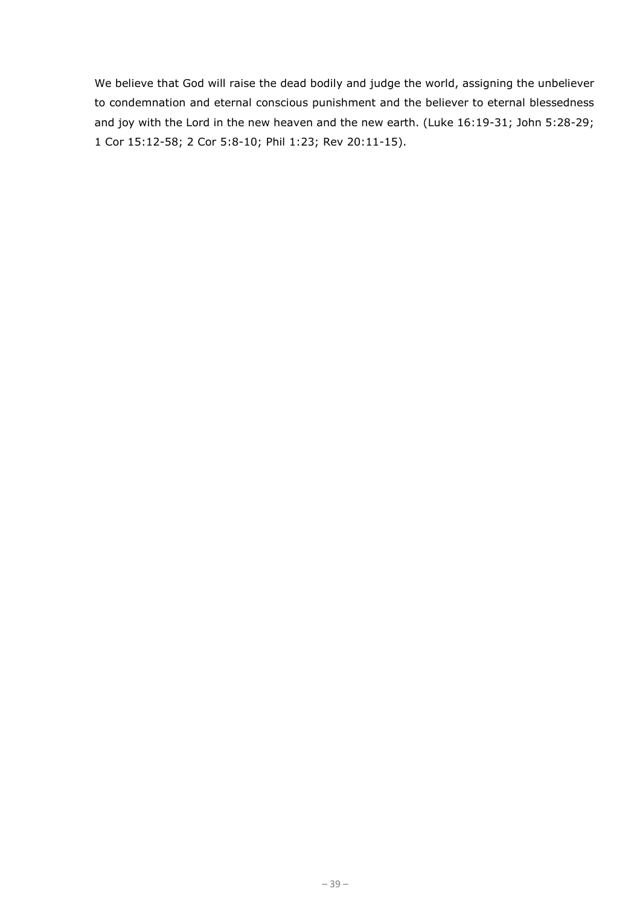We believe that God will raise the dead bodily and judge the world, assigning the unbeliever to condemnation and eternal conscious punishment and the believer to eternal blessedness and joy with the Lord in the new heaven and the new earth. (Luke 16:19-31; John 5:28-29; 1 Cor 15:12-58; 2 Cor 5:8-10; Phil 1:23; Rev 20:11-15).